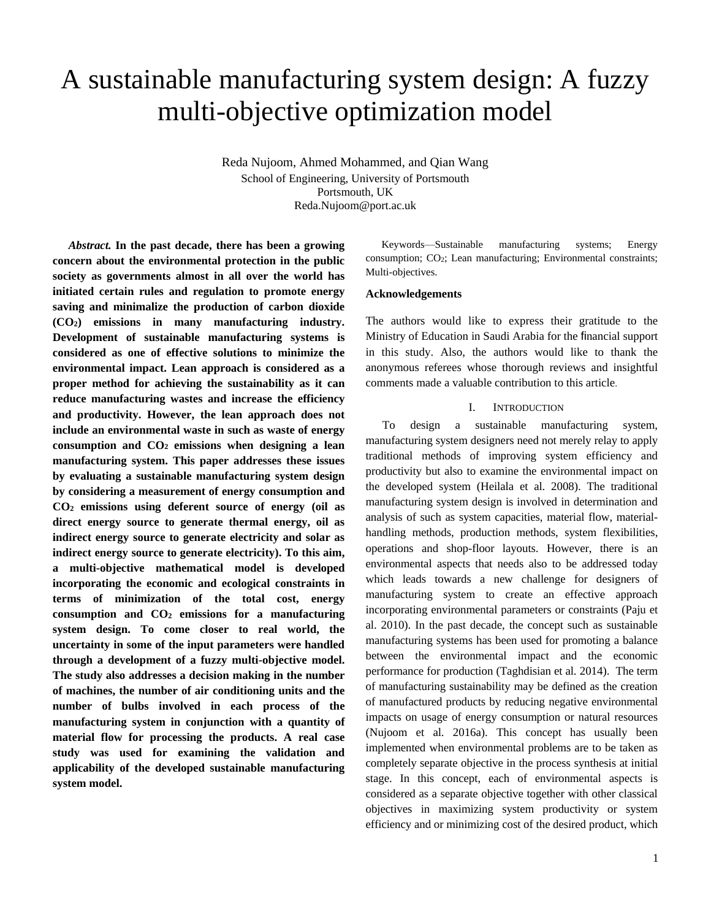# A sustainable manufacturing system design: A fuzzy multi-objective optimization model

Reda Nujoom, Ahmed Mohammed, and Qian Wang
School of Engineering, University of Portsmouth
Portsmouth, UK
Reda.Nujoom@port.ac.uk

***Abstract.*** **In the past decade, there has been a growing concern about the environmental protection in the public society as governments almost in all over the world has initiated certain rules and regulation to promote energy saving and minimalize the production of carbon dioxide ($CO_2$) emissions in many manufacturing industry. Development of sustainable manufacturing systems is considered as one of effective solutions to minimize the environmental impact. Lean approach is considered as a proper method for achieving the sustainability as it can reduce manufacturing wastes and increase the efficiency and productivity. However, the lean approach does not include an environmental waste in such as waste of energy consumption and $CO_2$ emissions when designing a lean manufacturing system. This paper addresses these issues by evaluating a sustainable manufacturing system design by considering a measurement of energy consumption and $CO_2$ emissions using deferent source of energy (oil as direct energy source to generate thermal energy, oil as indirect energy source to generate electricity and solar as indirect energy source to generate electricity). To this aim, a multi-objective mathematical model is developed incorporating the economic and ecological constraints in terms of minimization of the total cost, energy consumption and $CO_2$ emissions for a manufacturing system design. To come closer to real world, the uncertainty in some of the input parameters were handled through a development of a fuzzy multi-objective model. The study also addresses a decision making in the number of machines, the number of air conditioning units and the number of bulbs involved in each process of the manufacturing system in conjunction with a quantity of material flow for processing the products. A real case study was used for examining the validation and applicability of the developed sustainable manufacturing system model.**

Keywords—Sustainable manufacturing systems; Energy consumption; $CO_2$; Lean manufacturing; Environmental constraints; Multi-objectives.

**Acknowledgements**

The authors would like to express their gratitude to the Ministry of Education in Saudi Arabia for the financial support in this study. Also, the authors would like to thank the anonymous referees whose thorough reviews and insightful comments made a valuable contribution to this article.

## I. Introduction

To design a sustainable manufacturing system, manufacturing system designers need not merely relay to apply traditional methods of improving system efficiency and productivity but also to examine the environmental impact on the developed system (Heilala et al. 2008). The traditional manufacturing system design is involved in determination and analysis of such as system capacities, material flow, material-handling methods, production methods, system flexibilities, operations and shop-floor layouts. However, there is an environmental aspects that needs also to be addressed today which leads towards a new challenge for designers of manufacturing system to create an effective approach incorporating environmental parameters or constraints (Paju et al. 2010). In the past decade, the concept such as sustainable manufacturing systems has been used for promoting a balance between the environmental impact and the economic performance for production (Taghdisian et al. 2014). The term of manufacturing sustainability may be defined as the creation of manufactured products by reducing negative environmental impacts on usage of energy consumption or natural resources (Nujoom et al. 2016a). This concept has usually been implemented when environmental problems are to be taken as completely separate objective in the process synthesis at initial stage. In this concept, each of environmental aspects is considered as a separate objective together with other classical objectives in maximizing system productivity or system efficiency and or minimizing cost of the desired product, which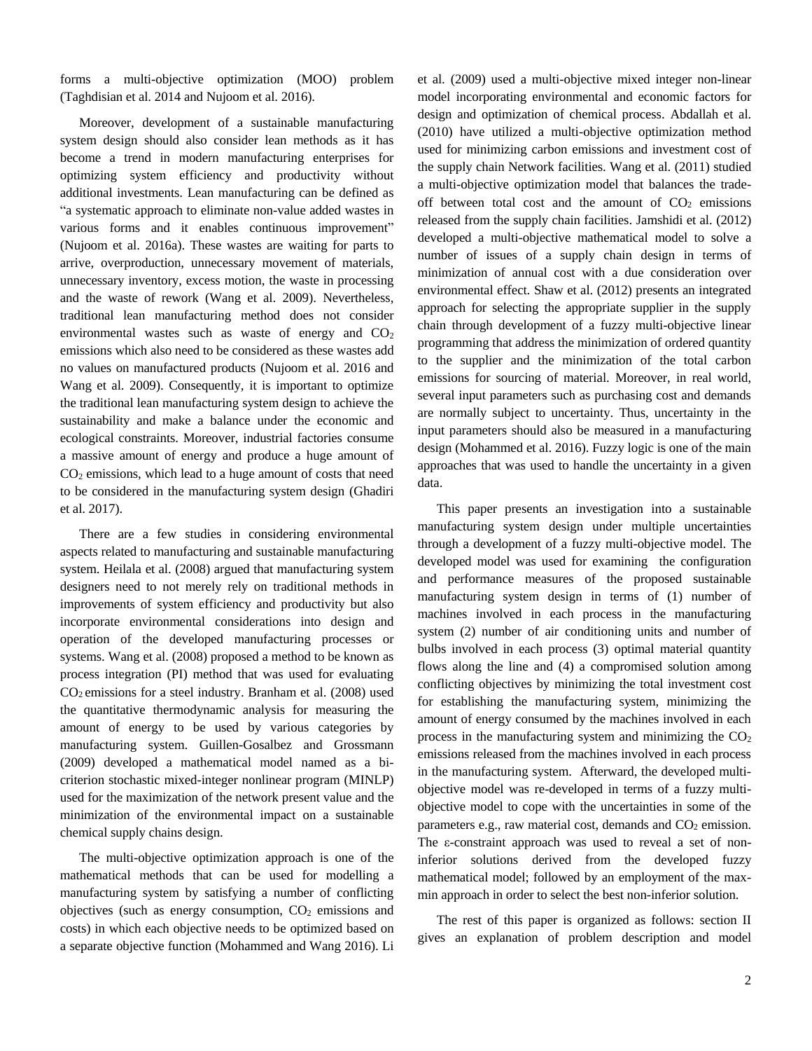forms a multi-objective optimization (MOO) problem (Taghdisian et al. 2014 and Nujoom et al. 2016).

Moreover, development of a sustainable manufacturing system design should also consider lean methods as it has become a trend in modern manufacturing enterprises for optimizing system efficiency and productivity without additional investments. Lean manufacturing can be defined as "a systematic approach to eliminate non-value added wastes in various forms and it enables continuous improvement" (Nujoom et al. 2016a). These wastes are waiting for parts to arrive, overproduction, unnecessary movement of materials, unnecessary inventory, excess motion, the waste in processing and the waste of rework (Wang et al. 2009). Nevertheless, traditional lean manufacturing method does not consider environmental wastes such as waste of energy and $CO_2$ emissions which also need to be considered as these wastes add no values on manufactured products (Nujoom et al. 2016 and Wang et al. 2009). Consequently, it is important to optimize the traditional lean manufacturing system design to achieve the sustainability and make a balance under the economic and ecological constraints. Moreover, industrial factories consume a massive amount of energy and produce a huge amount of $CO_2$ emissions, which lead to a huge amount of costs that need to be considered in the manufacturing system design (Ghadiri et al. 2017).

There are a few studies in considering environmental aspects related to manufacturing and sustainable manufacturing system. Heilala et al. (2008) argued that manufacturing system designers need to not merely rely on traditional methods in improvements of system efficiency and productivity but also incorporate environmental considerations into design and operation of the developed manufacturing processes or systems. Wang et al. (2008) proposed a method to be known as process integration (PI) method that was used for evaluating $CO_2$ emissions for a steel industry. Branham et al. (2008) used the quantitative thermodynamic analysis for measuring the amount of energy to be used by various categories by manufacturing system. Guillen-Gosalbez and Grossmann (2009) developed a mathematical model named as a bi-criterion stochastic mixed-integer nonlinear program (MINLP) used for the maximization of the network present value and the minimization of the environmental impact on a sustainable chemical supply chains design.

The multi-objective optimization approach is one of the mathematical methods that can be used for modelling a manufacturing system by satisfying a number of conflicting objectives (such as energy consumption, $CO_2$ emissions and costs) in which each objective needs to be optimized based on a separate objective function (Mohammed and Wang 2016). Li et al. (2009) used a multi-objective mixed integer non-linear model incorporating environmental and economic factors for design and optimization of chemical process. Abdallah et al. (2010) have utilized a multi-objective optimization method used for minimizing carbon emissions and investment cost of the supply chain Network facilities. Wang et al. (2011) studied a multi-objective optimization model that balances the trade-off between total cost and the amount of $CO_2$ emissions released from the supply chain facilities. Jamshidi et al. (2012) developed a multi-objective mathematical model to solve a number of issues of a supply chain design in terms of minimization of annual cost with a due consideration over environmental effect. Shaw et al. (2012) presents an integrated approach for selecting the appropriate supplier in the supply chain through development of a fuzzy multi-objective linear programming that address the minimization of ordered quantity to the supplier and the minimization of the total carbon emissions for sourcing of material. Moreover, in real world, several input parameters such as purchasing cost and demands are normally subject to uncertainty. Thus, uncertainty in the input parameters should also be measured in a manufacturing design (Mohammed et al. 2016). Fuzzy logic is one of the main approaches that was used to handle the uncertainty in a given data.

This paper presents an investigation into a sustainable manufacturing system design under multiple uncertainties through a development of a fuzzy multi-objective model. The developed model was used for examining the configuration and performance measures of the proposed sustainable manufacturing system design in terms of (1) number of machines involved in each process in the manufacturing system (2) number of air conditioning units and number of bulbs involved in each process (3) optimal material quantity flows along the line and (4) a compromised solution among conflicting objectives by minimizing the total investment cost for establishing the manufacturing system, minimizing the amount of energy consumed by the machines involved in each process in the manufacturing system and minimizing the $CO_2$ emissions released from the machines involved in each process in the manufacturing system. Afterward, the developed multi-objective model was re-developed in terms of a fuzzy multi-objective model to cope with the uncertainties in some of the parameters e.g., raw material cost, demands and $CO_2$ emission. The $\varepsilon$-constraint approach was used to reveal a set of non-inferior solutions derived from the developed fuzzy mathematical model; followed by an employment of the max-min approach in order to select the best non-inferior solution.

The rest of this paper is organized as follows: section II gives an explanation of problem description and model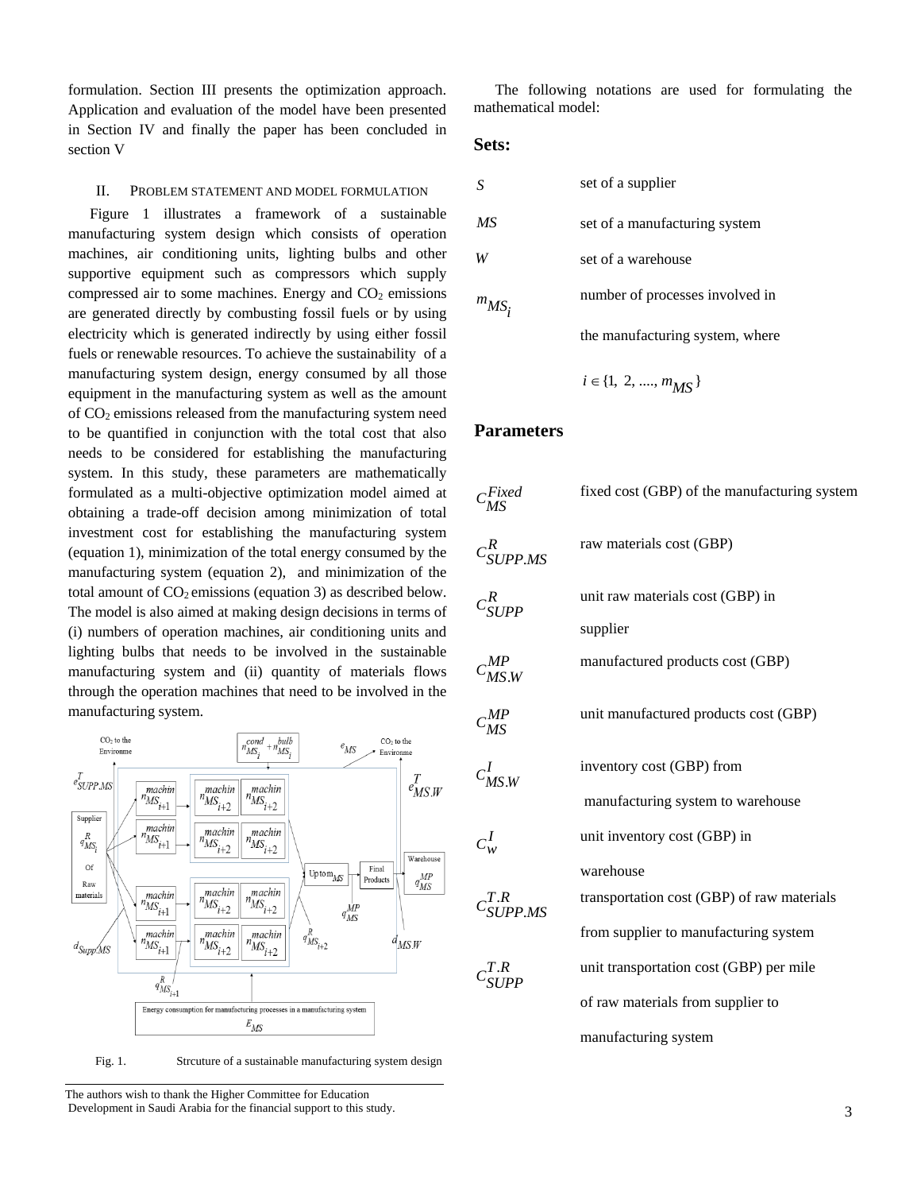formulation. Section III presents the optimization approach. Application and evaluation of the model have been presented in Section IV and finally the paper has been concluded in section V

## II. Problem Statement and Model Formulation

Figure 1 illustrates a framework of a sustainable manufacturing system design which consists of operation machines, air conditioning units, lighting bulbs and other supportive equipment such as compressors which supply compressed air to some machines. Energy and $CO_2$ emissions are generated directly by combusting fossil fuels or by using electricity which is generated indirectly by using either fossil fuels or renewable resources. To achieve the sustainability of a manufacturing system design, energy consumed by all those equipment in the manufacturing system as well as the amount of $CO_2$ emissions released from the manufacturing system need to be quantified in conjunction with the total cost that also needs to be considered for establishing the manufacturing system. In this study, these parameters are mathematically formulated as a multi-objective optimization model aimed at obtaining a trade-off decision among minimization of total investment cost for establishing the manufacturing system (equation 1), minimization of the total energy consumed by the manufacturing system (equation 2), and minimization of the total amount of $CO_2$ emissions (equation 3) as described below. The model is also aimed at making design decisions in terms of (i) numbers of operation machines, air conditioning units and lighting bulbs that needs to be involved in the sustainable manufacturing system and (ii) quantity of materials flows through the operation machines that need to be involved in the manufacturing system.

Fig. 1. Strcuture of a sustainable manufacturing system design

The authors wish to thank the Higher Committee for Education Development in Saudi Arabia for the financial support to this study.

The following notations are used for formulating the mathematical model:

### Sets:

| | |
|---|---|
| $S$ | set of a supplier |
| $MS$ | set of a manufacturing system |
| $W$ | set of a warehouse |
| $m_{MS_i}$ | number of processes involved in the manufacturing system, where $i \in \{1,\ 2,\ ....,\ m_{MS}\}$ |

### Parameters

| | |
|---|---|
| $C_{MS}^{Fixed}$ | fixed cost (GBP) of the manufacturing system |
| $C_{SUPP.MS}^{R}$ | raw materials cost (GBP) |
| $C_{SUPP}^{R}$ | unit raw materials cost (GBP) in supplier |
| $C_{MS.W}^{MP}$ | manufactured products cost (GBP) |
| $C_{MS}^{MP}$ | unit manufactured products cost (GBP) |
| $C_{MS.W}^{I}$ | inventory cost (GBP) from manufacturing system to warehouse |
| $C_{w}^{I}$ | unit inventory cost (GBP) in warehouse |
| $C_{SUPP.MS}^{T.R}$ | transportation cost (GBP) of raw materials from supplier to manufacturing system |
| $C_{SUPP}^{T.R}$ | unit transportation cost (GBP) per mile of raw materials from supplier to manufacturing system |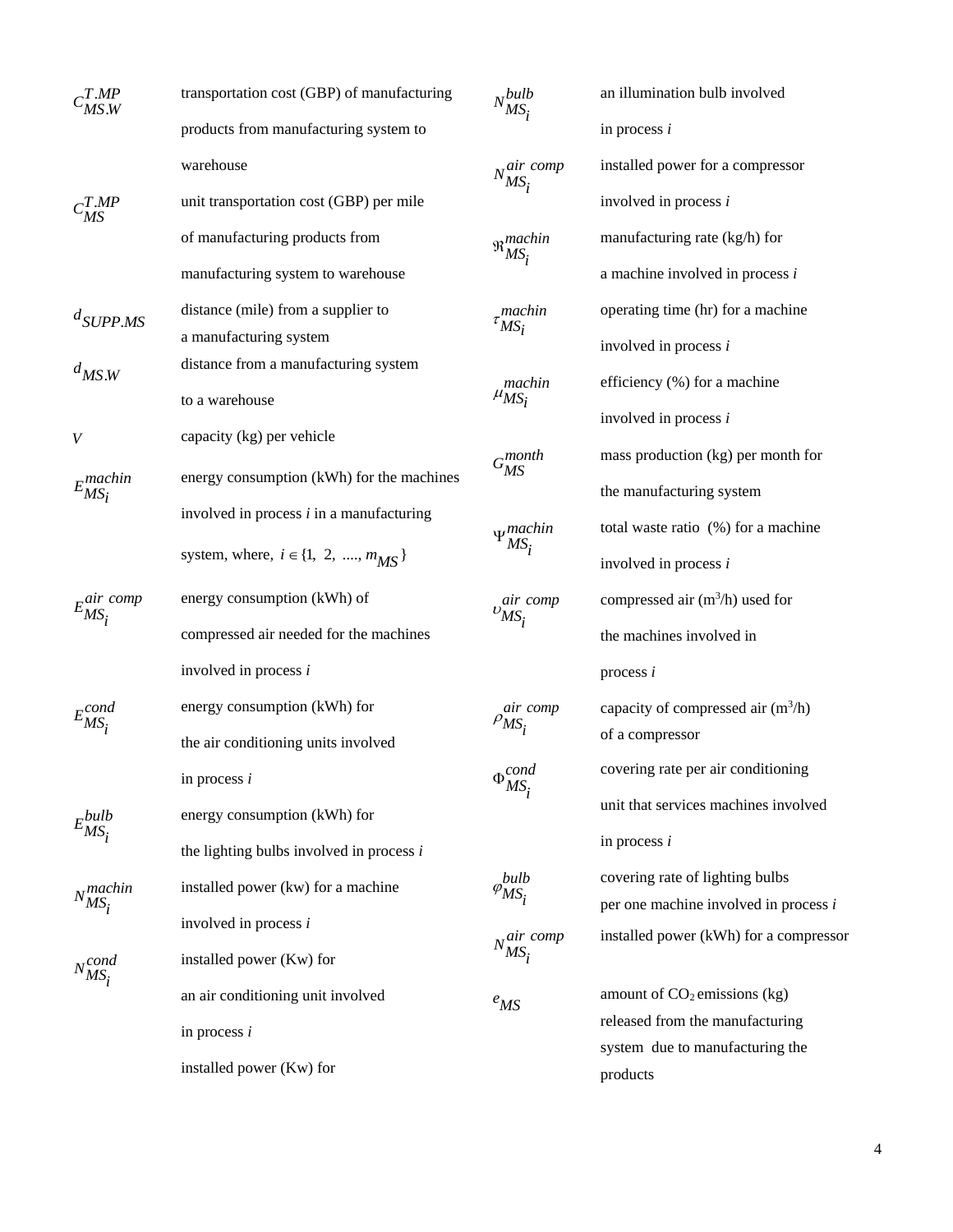$C_{MS.W}^{T.MP}$ transportation cost (GBP) of manufacturing products from manufacturing system to warehouse

$C_{MS}^{T.MP}$ unit transportation cost (GBP) per mile of manufacturing products from manufacturing system to warehouse

$d_{SUPP.MS}$ distance (mile) from a supplier to a manufacturing system

$d_{MS.W}$ distance from a manufacturing system to a warehouse

$V$ capacity (kg) per vehicle

$E_{MS_i}^{machin}$ energy consumption (kWh) for the machines involved in process *i* in a manufacturing system, where, $i \in \{1,\ 2,\ ....,\ m_{MS}\}$

$E_{MS_i}^{air\ comp}$ energy consumption (kWh) of compressed air needed for the machines involved in process *i*

$E_{MS_i}^{cond}$ energy consumption (kWh) for the air conditioning units involved in process *i*

$E_{MS_i}^{bulb}$ energy consumption (kWh) for the lighting bulbs involved in process *i*

$N_{MS_i}^{machin}$ installed power (kw) for a machine involved in process *i*

$N_{MS_i}^{cond}$ installed power (Kw) for an air conditioning unit involved in process *i*

installed power (Kw) for

$N_{MS_i}^{bulb}$ an illumination bulb involved in process *i*

$N_{MS_i}^{air\ comp}$ installed power for a compressor involved in process *i*

$\Re_{MS_i}^{machin}$ manufacturing rate (kg/h) for a machine involved in process *i*

$\tau_{MS_i}^{machin}$ operating time (hr) for a machine involved in process *i*

$\mu_{MS_i}^{machin}$ efficiency (%) for a machine involved in process *i*

$G_{MS}^{month}$ mass production (kg) per month for the manufacturing system

$\Psi_{MS_i}^{machin}$ total waste ratio (%) for a machine involved in process *i*

$\upsilon_{MS_i}^{air\ comp}$ compressed air ($m^3$/h) used for the machines involved in process *i*

$\rho_{MS_i}^{air\ comp}$ capacity of compressed air ($m^3$/h) of a compressor

$\Phi_{MS_i}^{cond}$ covering rate per air conditioning unit that services machines involved in process *i*

$\varphi_{MS_i}^{bulb}$ covering rate of lighting bulbs per one machine involved in process *i*

$N_{MS_i}^{air\ comp}$ installed power (kWh) for a compressor

$e_{MS}$ amount of $CO_2$ emissions (kg) released from the manufacturing system due to manufacturing the products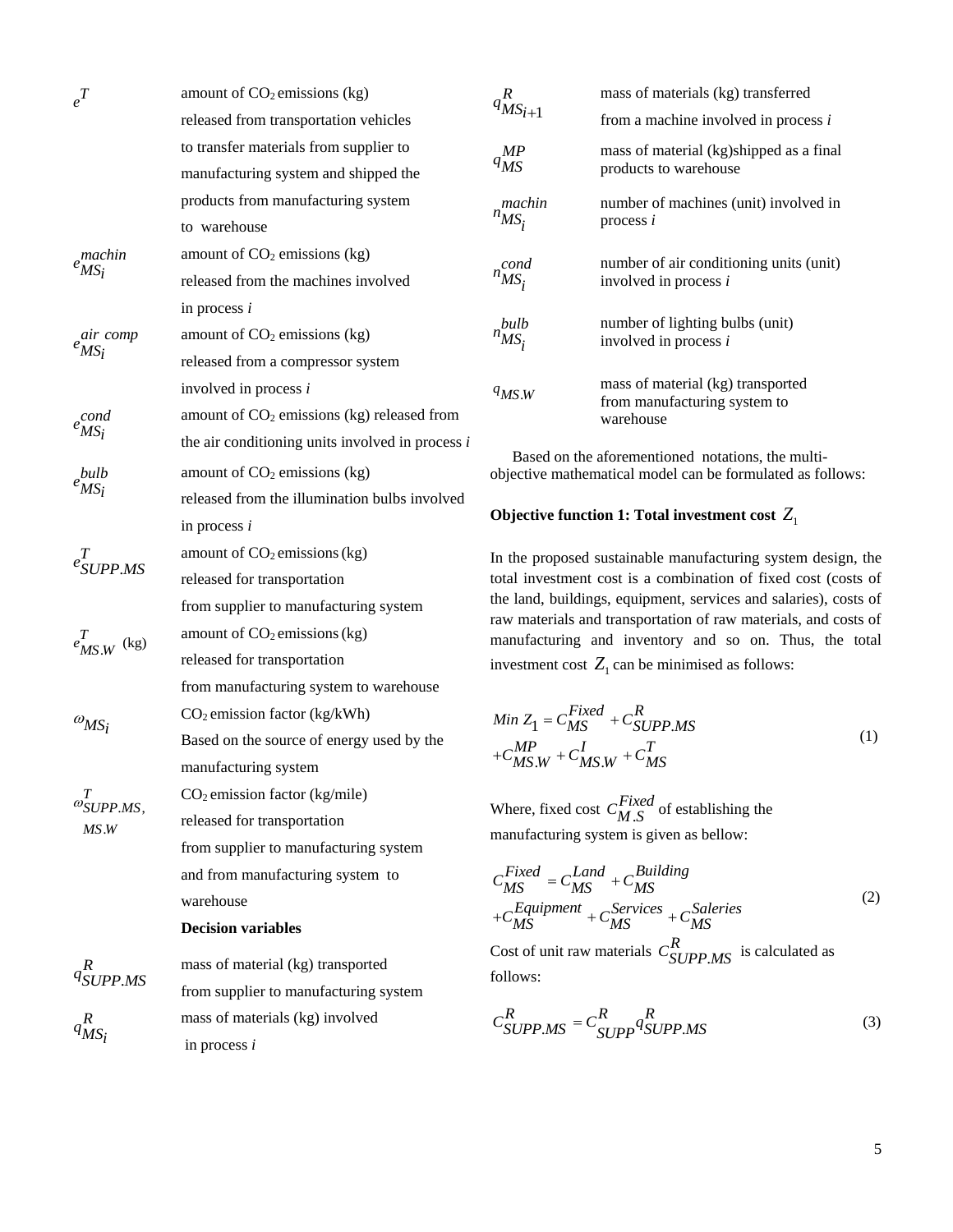| | |
|---|---|
| $e^T$ | amount of $CO_2$ emissions (kg) released from transportation vehicles to transfer materials from supplier to manufacturing system and shipped the products from manufacturing system to warehouse |
| $e_{MS_i}^{machin}$ | amount of $CO_2$ emissions (kg) released from the machines involved in process *i* |
| $e_{MS_i}^{air\ comp}$ | amount of $CO_2$ emissions (kg) released from a compressor system involved in process *i* |
| $e_{MS_i}^{cond}$ | amount of $CO_2$ emissions (kg) released from the air conditioning units involved in process *i* |
| $e_{MS_i}^{bulb}$ | amount of $CO_2$ emissions (kg) released from the illumination bulbs involved in process *i* |
| $e_{SUPP.MS}^{T}$ | amount of $CO_2$ emissions (kg) released for transportation from supplier to manufacturing system |
| $e_{MS.W}^{T}$ (kg) | amount of $CO_2$ emissions (kg) released for transportation from manufacturing system to warehouse |
| $\omega_{MS_i}$ | $CO_2$ emission factor (kg/kWh) Based on the source of energy used by the manufacturing system |
| $\omega_{SUPP.MS,\ MS.W}^{T}$ | $CO_2$ emission factor (kg/mile) released for transportation from supplier to manufacturing system and from manufacturing system to warehouse |

**Decision variables**

| | |
|---|---|
| $q_{SUPP.MS}^{R}$ | mass of material (kg) transported from supplier to manufacturing system |
| $q_{MS_i}^{R}$ | mass of materials (kg) involved in process *i* |
| $q_{MS_{i+1}}^{R}$ | mass of materials (kg) transferred from a machine involved in process *i* |
| $q_{MS}^{MP}$ | mass of material (kg)shipped as a final products to warehouse |
| $n_{MS_i}^{machin}$ | number of machines (unit) involved in process *i* |
| $n_{MS_i}^{cond}$ | number of air conditioning units (unit) involved in process *i* |
| $n_{MS_i}^{bulb}$ | number of lighting bulbs (unit) involved in process *i* |
| $q_{MS.W}$ | mass of material (kg) transported from manufacturing system to warehouse |

Based on the aforementioned notations, the multi-objective mathematical model can be formulated as follows:

**Objective function 1: Total investment cost $Z_1$**

In the proposed sustainable manufacturing system design, the total investment cost is a combination of fixed cost (costs of the land, buildings, equipment, services and salaries), costs of raw materials and transportation of raw materials, and costs of manufacturing and inventory and so on. Thus, the total investment cost $Z_1$ can be minimised as follows:

$$Min\ Z_1 = C_{MS}^{Fixed} + C_{SUPP.MS}^{R} + C_{MS.W}^{MP} + C_{MS.W}^{I} + C_{MS}^{T} \tag{1}$$

Where, fixed cost $C_{M.S}^{Fixed}$ of establishing the manufacturing system is given as bellow:

$$C_{MS}^{Fixed} = C_{MS}^{Land} + C_{MS}^{Building} + C_{MS}^{Equipment} + C_{MS}^{Services} + C_{MS}^{Saleries} \tag{2}$$

Cost of unit raw materials $C_{SUPP.MS}^{R}$ is calculated as follows:

$$C_{SUPP.MS}^{R} = C_{SUPP}^{R} q_{SUPP.MS}^{R} \tag{3}$$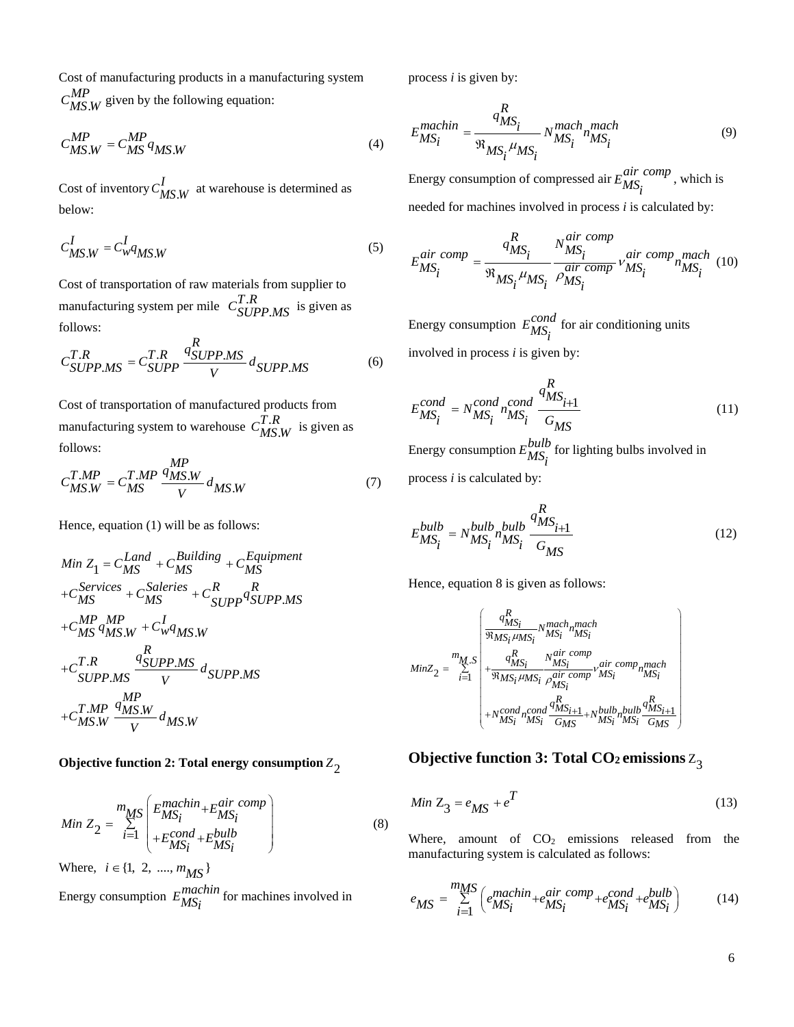Cost of manufacturing products in a manufacturing system $C_{MS.W}^{MP}$ given by the following equation:

$$C_{MS.W}^{MP} = C_{MS}^{MP} q_{MS.W} \tag{4}$$

Cost of inventory $C_{MS.W}^{I}$ at warehouse is determined as below:

$$C_{MS.W}^{I} = C_{w}^{I} q_{MS.W} \tag{5}$$

Cost of transportation of raw materials from supplier to manufacturing system per mile $C_{SUPP.MS}^{T.R}$ is given as follows:

$$C_{SUPP.MS}^{T.R} = C_{SUPP}^{T.R} \frac{q_{SUPP.MS}^{R}}{V} d_{SUPP.MS} \tag{6}$$

Cost of transportation of manufactured products from manufacturing system to warehouse $C_{MS.W}^{T.R}$ is given as follows:

$$C_{MS.W}^{T.MP} = C_{MS}^{T.MP} \frac{q_{MS.W}^{MP}}{V} d_{MS.W} \tag{7}$$

Hence, equation (1) will be as follows:

$$\begin{aligned}
Min\ Z_1 &= C_{MS}^{Land} + C_{MS}^{Building} + C_{MS}^{Equipment} \\
&+ C_{MS}^{Services} + C_{MS}^{Saleries} + C_{SUPP}^{R} q_{SUPP.MS}^{R} \\
&+ C_{MS}^{MP} q_{MS.W}^{MP} + C_{w}^{I} q_{MS.W} \\
&+ C_{SUPP.MS}^{T.R} \frac{q_{SUPP.MS}^{R}}{V} d_{SUPP.MS} \\
&+ C_{MS.W}^{T.MP} \frac{q_{MS.W}^{MP}}{V} d_{MS.W}
\end{aligned}$$

**Objective function 2: Total energy consumption** $Z_2$

$$Min\ Z_2 = \sum_{i=1}^{m_{MS}} \left( \begin{aligned} & E_{MS_i}^{machin} + E_{MS_i}^{air\ comp} \\ & + E_{MS_i}^{cond} + E_{MS_i}^{bulb} \end{aligned} \right) \tag{8}$$

Where, $i \in \{1,\ 2,\ ....,\ m_{MS}\}$

Energy consumption $E_{MS_i}^{machin}$ for machines involved in process $i$ is given by:

$$E_{MS_i}^{machin} = \frac{q_{MS_i}^{R}}{\Re_{MS_i} \mu_{MS_i}} N_{MS_i}^{mach} n_{MS_i}^{mach} \tag{9}$$

Energy consumption of compressed air $E_{MS_i}^{air\ comp}$, which is needed for machines involved in process $i$ is calculated by:

$$E_{MS_i}^{air\ comp} = \frac{q_{MS_i}^{R}}{\Re_{MS_i} \mu_{MS_i}} \frac{N_{MS_i}^{air\ comp}}{\rho_{MS_i}^{air\ comp}} v_{MS_i}^{air\ comp} n_{MS_i}^{mach} \tag{10}$$

Energy consumption $E_{MS_i}^{cond}$ for air conditioning units involved in process $i$ is given by:

$$E_{MS_i}^{cond} = N_{MS_i}^{cond} n_{MS_i}^{cond} \frac{q_{MS_{i+1}}^{R}}{G_{MS}} \tag{11}$$

Energy consumption $E_{MS_i}^{bulb}$ for lighting bulbs involved in process $i$ is calculated by:

$$E_{MS_i}^{bulb} = N_{MS_i}^{bulb} n_{MS_i}^{bulb} \frac{q_{MS_{i+1}}^{R}}{G_{MS}} \tag{12}$$

Hence, equation 8 is given as follows:

$$MinZ_2 = \sum_{i=1}^{m_{M.S}} \left( \begin{aligned} & \frac{q_{MS_i}^{R}}{\Re_{MS_i} \mu_{MS_i}} N_{MS_i}^{mach} n_{MS_i}^{mach} \\ & + \frac{q_{MS_i}^{R}}{\Re_{MS_i} \mu_{MS_i}} \frac{N_{MS_i}^{air\ comp}}{\rho_{MS_i}^{air\ comp}} v_{MS_i}^{air\ comp} n_{MS_i}^{mach} \\ & + N_{MS_i}^{cond} n_{MS_i}^{cond} \frac{q_{MS_{i+1}}^{R}}{G_{MS}} + N_{MS_i}^{bulb} n_{MS_i}^{bulb} \frac{q_{MS_{i+1}}^{R}}{G_{MS}} \end{aligned} \right)$$

## Objective function 3: Total $CO_2$ emissions $Z_3$

$$Min\ Z_3 = e_{MS} + e^{T} \tag{13}$$

Where, amount of $CO_2$ emissions released from the manufacturing system is calculated as follows:

$$e_{MS} = \sum_{i=1}^{m_{MS}} \left( e_{MS_i}^{machin} + e_{MS_i}^{air\ comp} + e_{MS_i}^{cond} + e_{MS_i}^{bulb} \right) \tag{14}$$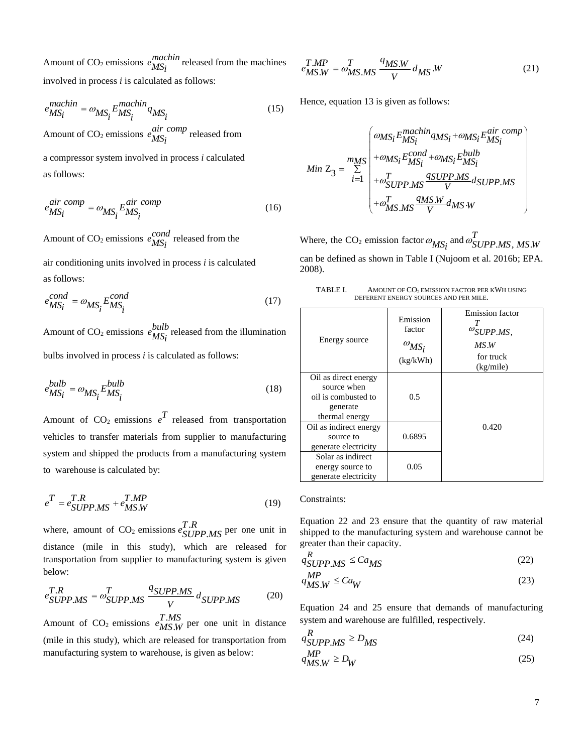Amount of $CO_2$ emissions $e_{MS_i}^{machin}$ released from the machines involved in process *i* is calculated as follows:

$$e_{MS_i}^{machin} = \omega_{MS_i} E_{MS_i}^{machin} q_{MS_i} \quad (15)$$

Amount of $CO_2$ emissions $e_{MS_i}^{air\ comp}$ released from a compressor system involved in process *i* calculated as follows:

$$e_{MS_i}^{air\ comp} = \omega_{MS_i} E_{MS_i}^{air\ comp} \quad (16)$$

Amount of $CO_2$ emissions $e_{MS_i}^{cond}$ released from the air conditioning units involved in process *i* is calculated as follows:

$$e_{MS_i}^{cond} = \omega_{MS_i} E_{MS_i}^{cond} \quad (17)$$

Amount of $CO_2$ emissions $e_{MS_i}^{bulb}$ released from the illumination bulbs involved in process *i* is calculated as follows:

$$e_{MS_i}^{bulb} = \omega_{MS_i} E_{MS_i}^{bulb} \quad (18)$$

Amount of $CO_2$ emissions $e^T$ released from transportation vehicles to transfer materials from supplier to manufacturing system and shipped the products from a manufacturing system to warehouse is calculated by:

$$e^T = e_{SUPP.MS}^{T.R} + e_{MS.W}^{T.MP} \quad (19)$$

where, amount of $CO_2$ emissions $e_{SUPP.MS}^{T.R}$ per one unit in distance (mile in this study), which are released for transportation from supplier to manufacturing system is given below:

$$e_{SUPP.MS}^{T.R} = \omega_{SUPP.MS}^{T} \frac{q_{SUPP.MS}}{V} d_{SUPP.MS} \quad (20)$$

Amount of $CO_2$ emissions $e_{MS.W}^{T.MS}$ per one unit in distance (mile in this study), which are released for transportation from manufacturing system to warehouse, is given as below:

$$e_{MS.W}^{T.MP} = \omega_{MS.MS}^{T} \frac{q_{MS.W}}{V} d_{MS}.W \quad (21)$$

Hence, equation 13 is given as follows:

$$Min\ Z_3 = \sum_{i=1}^{m_{MS}} \begin{pmatrix} \omega_{MS_i} E_{MS_i}^{machin} q_{MS_i} + \omega_{MS_i} E_{MS_i}^{air\ comp} \\ + \omega_{MS_i} E_{MS_i}^{cond} + \omega_{MS_i} E_{MS_i}^{bulb} \\ + \omega_{SUPP.MS}^{T} \frac{q_{SUPP.MS}}{V} d_{SUPP.MS} \\ + \omega_{MS.MS}^{T} \frac{q_{MS.W}}{V} d_{MS \cdot W} \end{pmatrix}$$

Where, the $CO_2$ emission factor $\omega_{MS_i}$ and $\omega_{SUPP.MS,\ MS.W}^{T}$ can be defined as shown in Table I (Nujoom et al. 2016b; EPA. 2008).

TABLE I. AMOUNT OF $CO_2$ EMISSION FACTOR PER KWH USING DEFERENT ENERGY SOURCES AND PER MILE.

| Energy source | Emission factor $\omega_{MS_i}$ (kg/kWh) | Emission factor $\omega_{SUPP.MS,\ MS.W}^{T}$ for truck (kg/mile) |
|---|---|---|
| Oil as direct energy source when oil is combusted to generate thermal energy | 0.5 | 0.420 |
| Oil as indirect energy source to generate electricity | 0.6895 | |
| Solar as indirect energy source to generate electricity | 0.05 | |

Constraints:

Equation 22 and 23 ensure that the quantity of raw material shipped to the manufacturing system and warehouse cannot be greater than their capacity.

$$q_{SUPP.MS}^{R} \leq Ca_{MS} \quad (22)$$

$$q_{MS.W}^{MP} \leq Ca_{W} \quad (23)$$

Equation 24 and 25 ensure that demands of manufacturing system and warehouse are fulfilled, respectively.

$$q_{SUPP.MS}^{R} \geq D_{MS} \quad (24)$$

$$q_{MS.W}^{MP} \geq D_{W} \quad (25)$$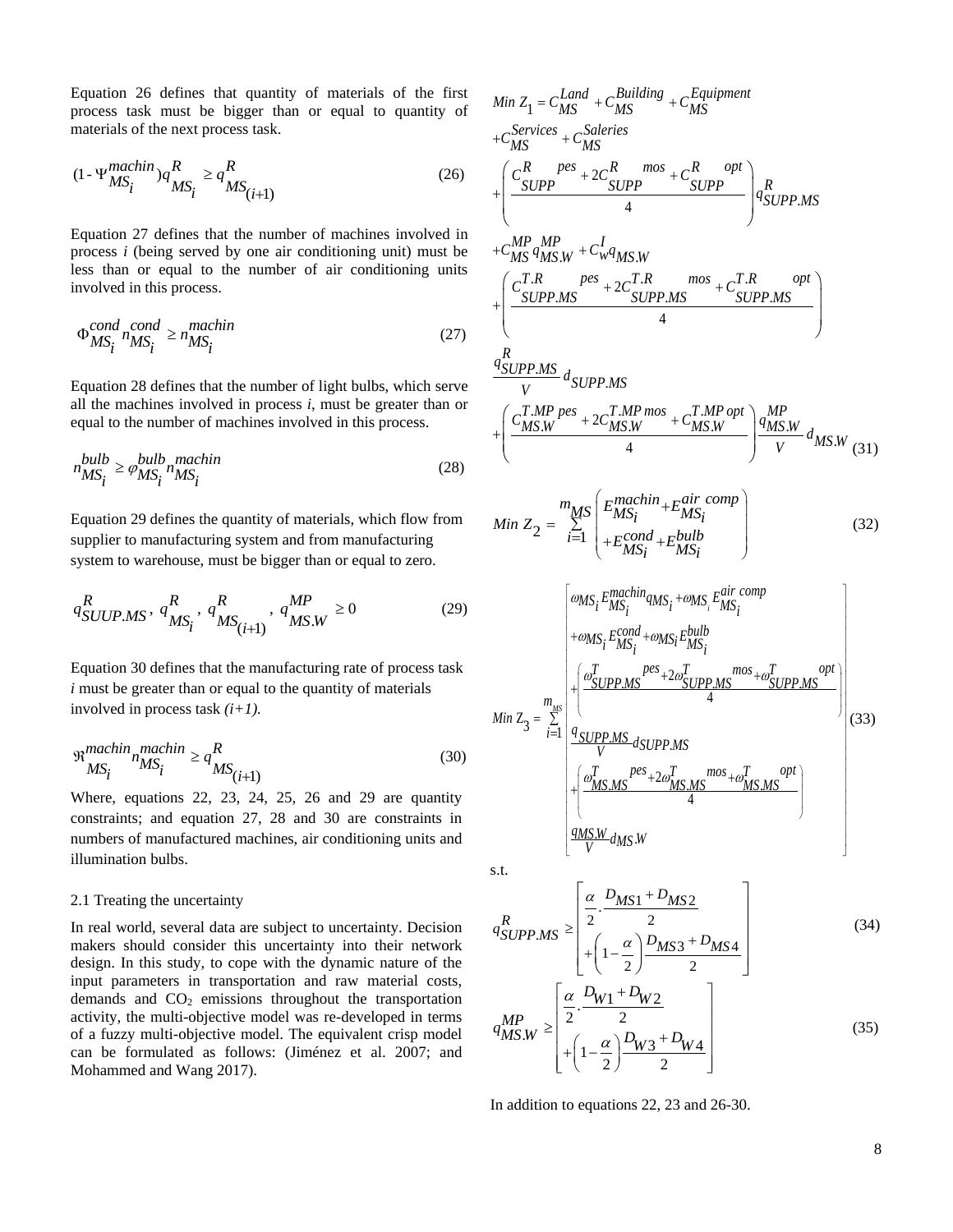Equation 26 defines that quantity of materials of the first process task must be bigger than or equal to quantity of materials of the next process task.

$$(1-\Psi_{MS_i}^{machin})q_{MS_i}^{R} \geq q_{MS_{(i+1)}}^{R} \tag{26}$$

Equation 27 defines that the number of machines involved in process *i* (being served by one air conditioning unit) must be less than or equal to the number of air conditioning units involved in this process.

$$\Phi_{MS_i}^{cond} n_{MS_i}^{cond} \geq n_{MS_i}^{machin} \tag{27}$$

Equation 28 defines that the number of light bulbs, which serve all the machines involved in process *i*, must be greater than or equal to the number of machines involved in this process.

$$n_{MS_i}^{bulb} \geq \varphi_{MS_i}^{bulb} n_{MS_i}^{machin} \tag{28}$$

Equation 29 defines the quantity of materials, which flow from supplier to manufacturing system and from manufacturing system to warehouse, must be bigger than or equal to zero.

$$q_{SUUP.MS}^{R},\ q_{MS_i}^{R},\ q_{MS_{(i+1)}}^{R},\ q_{MS.W}^{MP} \geq 0 \tag{29}$$

Equation 30 defines that the manufacturing rate of process task *i* must be greater than or equal to the quantity of materials involved in process task *(i+1)*.

$$\Re_{MS_i}^{machin} n_{MS_i}^{machin} \geq q_{MS_{(i+1)}}^{R} \tag{30}$$

Where, equations 22, 23, 24, 25, 26 and 29 are quantity constraints; and equation 27, 28 and 30 are constraints in numbers of manufactured machines, air conditioning units and illumination bulbs.

## 2.1 Treating the uncertainty

In real world, several data are subject to uncertainty. Decision makers should consider this uncertainty into their network design. In this study, to cope with the dynamic nature of the input parameters in transportation and raw material costs, demands and $CO_2$ emissions throughout the transportation activity, the multi-objective model was re-developed in terms of a fuzzy multi-objective model. The equivalent crisp model can be formulated as follows: (Jiménez et al. 2007; and Mohammed and Wang 2017).

$$\begin{aligned}
Min\ Z_1 = {} & C_{MS}^{Land} + C_{MS}^{Building} + C_{MS}^{Equipment} \\
& + C_{MS}^{Services} + C_{MS}^{Saleries} \\
& + \left( \frac{C_{SUPP}^{R\quad pes} + 2C_{SUPP}^{R\quad mos} + C_{SUPP}^{R\quad opt}}{4} \right) q_{SUPP.MS}^{R} \\
& + C_{MS}^{MP} q_{MS.W}^{MP} + C_{w}^{I} q_{MS.W} \\
& + \left( \frac{C_{SUPP.MS}^{T.R\quad pes} + 2C_{SUPP.MS}^{T.R\quad mos} + C_{SUPP.MS}^{T.R\quad opt}}{4} \right) \\
& \frac{q_{SUPP.MS}^{R}}{V} d_{SUPP.MS} \\
& + \left( \frac{C_{MS.W}^{T.MP\ pes} + 2C_{MS.W}^{T.MP\ mos} + C_{MS.W}^{T.MP\ opt}}{4} \right) \frac{q_{MS.W}^{MP}}{V} d_{MS.W}
\end{aligned} \tag{31}$$

$$Min\ Z_2 = \sum_{i=1}^{m_{MS}} \left( \begin{aligned} & E_{MS_i}^{machin} + E_{MS_i}^{air\ comp} \\ & + E_{MS_i}^{cond} + E_{MS_i}^{bulb} \end{aligned} \right) \tag{32}$$

$$Min\ Z_3 = \sum_{i=1}^{m_{MS}} \left[ \begin{aligned} & \omega_{MS_i} E_{MS_i}^{machin} q_{MS_i} + \omega_{MS_i} E_{MS_i}^{air\ comp} \\ & + \omega_{MS_i} E_{MS_i}^{cond} + \omega_{MS_i} E_{MS_i}^{bulb} \\ & + \left( \frac{\omega_{SUPP.MS}^{T\quad pes} + 2\omega_{SUPP.MS}^{T\quad mos} + \omega_{SUPP.MS}^{T\quad opt}}{4} \right) \\ & \frac{q_{SUPP.MS}}{V} d_{SUPP.MS} \\ & + \left( \frac{\omega_{MS.MS}^{T\quad pes} + 2\omega_{MS.MS}^{T\quad mos} + \omega_{MS.MS}^{T\quad opt}}{4} \right) \\ & \frac{q_{MS.W}}{V} d_{MS.W} \end{aligned} \right] \tag{33}$$

s.t.

$$q_{SUPP.MS}^{R} \geq \left[ \begin{aligned} & \frac{\alpha}{2} \cdot \frac{D_{MS1} + D_{MS2}}{2} \\ & + \left(1 - \frac{\alpha}{2}\right) \frac{D_{MS3} + D_{MS4}}{2} \end{aligned} \right] \tag{34}$$

$$q_{MS.W}^{MP} \geq \left[ \begin{aligned} & \frac{\alpha}{2} \cdot \frac{D_{W1} + D_{W2}}{2} \\ & + \left(1 - \frac{\alpha}{2}\right) \frac{D_{W3} + D_{W4}}{2} \end{aligned} \right] \tag{35}$$

In addition to equations 22, 23 and 26-30.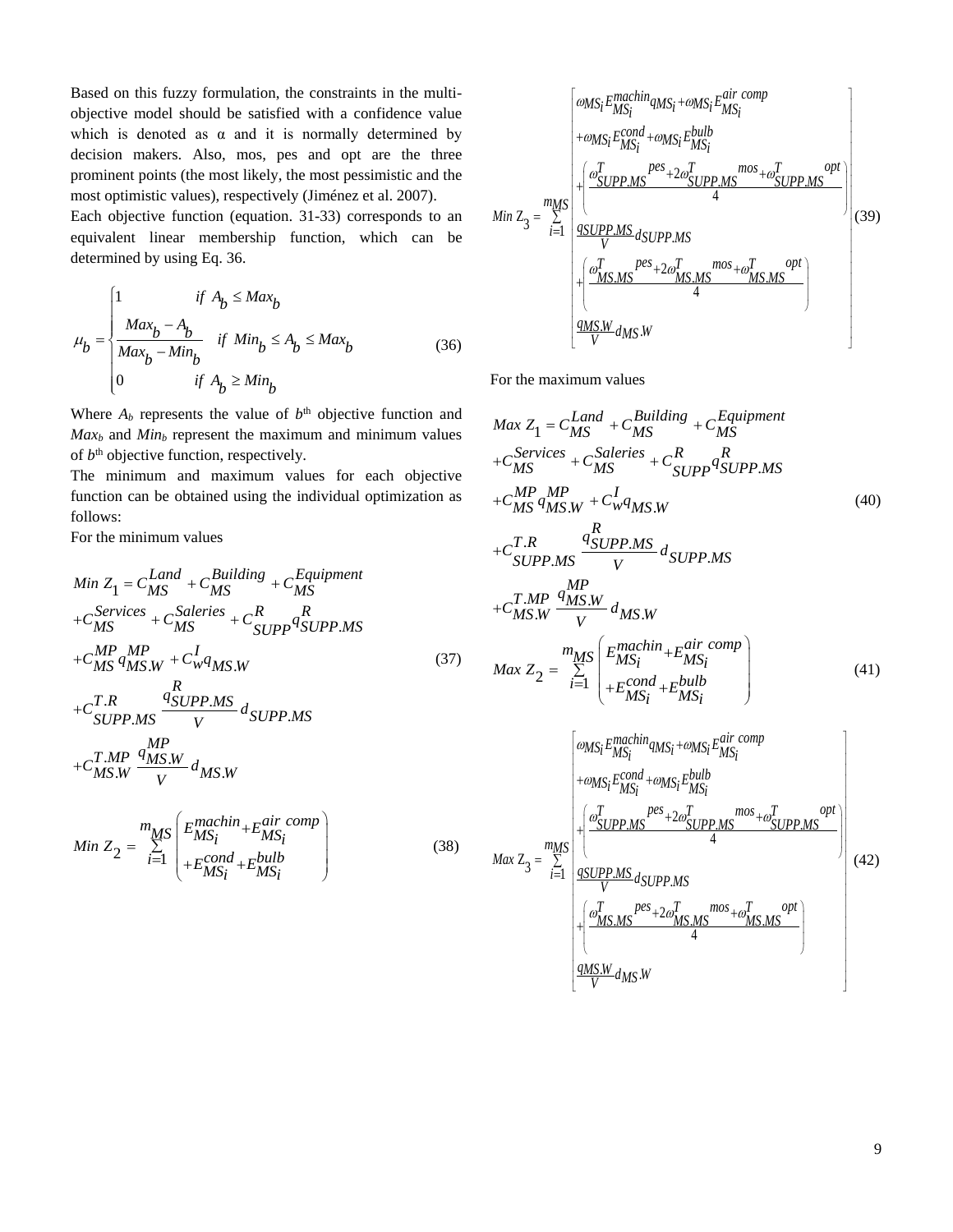Based on this fuzzy formulation, the constraints in the multi-objective model should be satisfied with a confidence value which is denoted as α and it is normally determined by decision makers. Also, mos, pes and opt are the three prominent points (the most likely, the most pessimistic and the most optimistic values), respectively (Jiménez et al. 2007).

Each objective function (equation. 31-33) corresponds to an equivalent linear membership function, which can be determined by using Eq. 36.

$$\mu_b = \begin{cases} 1 & \text{if } A_b \le Max_b \\ \dfrac{Max_b - A_b}{Max_b - Min_b} & \text{if } Min_b \le A_b \le Max_b \\ 0 & \text{if } A_b \ge Min_b \end{cases} \tag{36}$$

Where $A_b$ represents the value of $b^{th}$ objective function and $Max_b$ and $Min_b$ represent the maximum and minimum values of $b^{th}$ objective function, respectively.

The minimum and maximum values for each objective function can be obtained using the individual optimization as follows:

For the minimum values

$$\begin{aligned} Min\ Z_1 &= C_{MS}^{Land} + C_{MS}^{Building} + C_{MS}^{Equipment} \\ &+ C_{MS}^{Services} + C_{MS}^{Saleries} + C_{SUPP}^{R} q_{SUPP.MS}^{R} \\ &+ C_{MS}^{MP} q_{MS.W}^{MP} + C_{w}^{I} q_{MS.W} \\ &+ C_{SUPP.MS}^{T.R} \frac{q_{SUPP.MS}^{R}}{V} d_{SUPP.MS} \\ &+ C_{MS.W}^{T.MP} \frac{q_{MS.W}^{MP}}{V} d_{MS.W} \end{aligned} \tag{37}$$

$$Min\ Z_2 = \sum_{i=1}^{m_{MS}} \begin{pmatrix} E_{MS_i}^{machin} + E_{MS_i}^{air\ comp} \\ + E_{MS_i}^{cond} + E_{MS_i}^{bulb} \end{pmatrix} \tag{38}$$

$$Min\ Z_3 = \sum_{i=1}^{m_{MS}} \begin{bmatrix} \omega_{MS_i} E_{MS_i}^{machin} q_{MS_i} + \omega_{MS_i} E_{MS_i}^{air\ comp} \\ + \omega_{MS_i} E_{MS_i}^{cond} + \omega_{MS_i} E_{MS_i}^{bulb} \\ + \left( \dfrac{\omega_{SUPP.MS}^{T}{}^{pes} + 2\omega_{SUPP.MS}^{T}{}^{mos} + \omega_{SUPP.MS}^{T}{}^{opt}}{4} \right) \\ \dfrac{q_{SUPP.MS}}{V} d_{SUPP.MS} \\ + \left( \dfrac{\omega_{MS.MS}^{T}{}^{pes} + 2\omega_{MS.MS}^{T}{}^{mos} + \omega_{MS.MS}^{T}{}^{opt}}{4} \right) \\ \dfrac{q_{MS.W}}{V} d_{MS.W} \end{bmatrix} \tag{39}$$

For the maximum values

$$\begin{aligned} Max\ Z_1 &= C_{MS}^{Land} + C_{MS}^{Building} + C_{MS}^{Equipment} \\ &+ C_{MS}^{Services} + C_{MS}^{Saleries} + C_{SUPP}^{R} q_{SUPP.MS}^{R} \\ &+ C_{MS}^{MP} q_{MS.W}^{MP} + C_{w}^{I} q_{MS.W} \\ &+ C_{SUPP.MS}^{T.R} \frac{q_{SUPP.MS}^{R}}{V} d_{SUPP.MS} \\ &+ C_{MS.W}^{T.MP} \frac{q_{MS.W}^{MP}}{V} d_{MS.W} \end{aligned} \tag{40}$$

$$Max\ Z_2 = \sum_{i=1}^{m_{MS}} \begin{pmatrix} E_{MS_i}^{machin} + E_{MS_i}^{air\ comp} \\ + E_{MS_i}^{cond} + E_{MS_i}^{bulb} \end{pmatrix} \tag{41}$$

$$Max\ Z_3 = \sum_{i=1}^{m_{MS}} \begin{bmatrix} \omega_{MS_i} E_{MS_i}^{machin} q_{MS_i} + \omega_{MS_i} E_{MS_i}^{air\ comp} \\ + \omega_{MS_i} E_{MS_i}^{cond} + \omega_{MS_i} E_{MS_i}^{bulb} \\ + \left( \dfrac{\omega_{SUPP.MS}^{T}{}^{pes} + 2\omega_{SUPP.MS}^{T}{}^{mos} + \omega_{SUPP.MS}^{T}{}^{opt}}{4} \right) \\ \dfrac{q_{SUPP.MS}}{V} d_{SUPP.MS} \\ + \left( \dfrac{\omega_{MS.MS}^{T}{}^{pes} + 2\omega_{MS.MS}^{T}{}^{mos} + \omega_{MS.MS}^{T}{}^{opt}}{4} \right) \\ \dfrac{q_{MS.W}}{V} d_{MS.W} \end{bmatrix} \tag{42}$$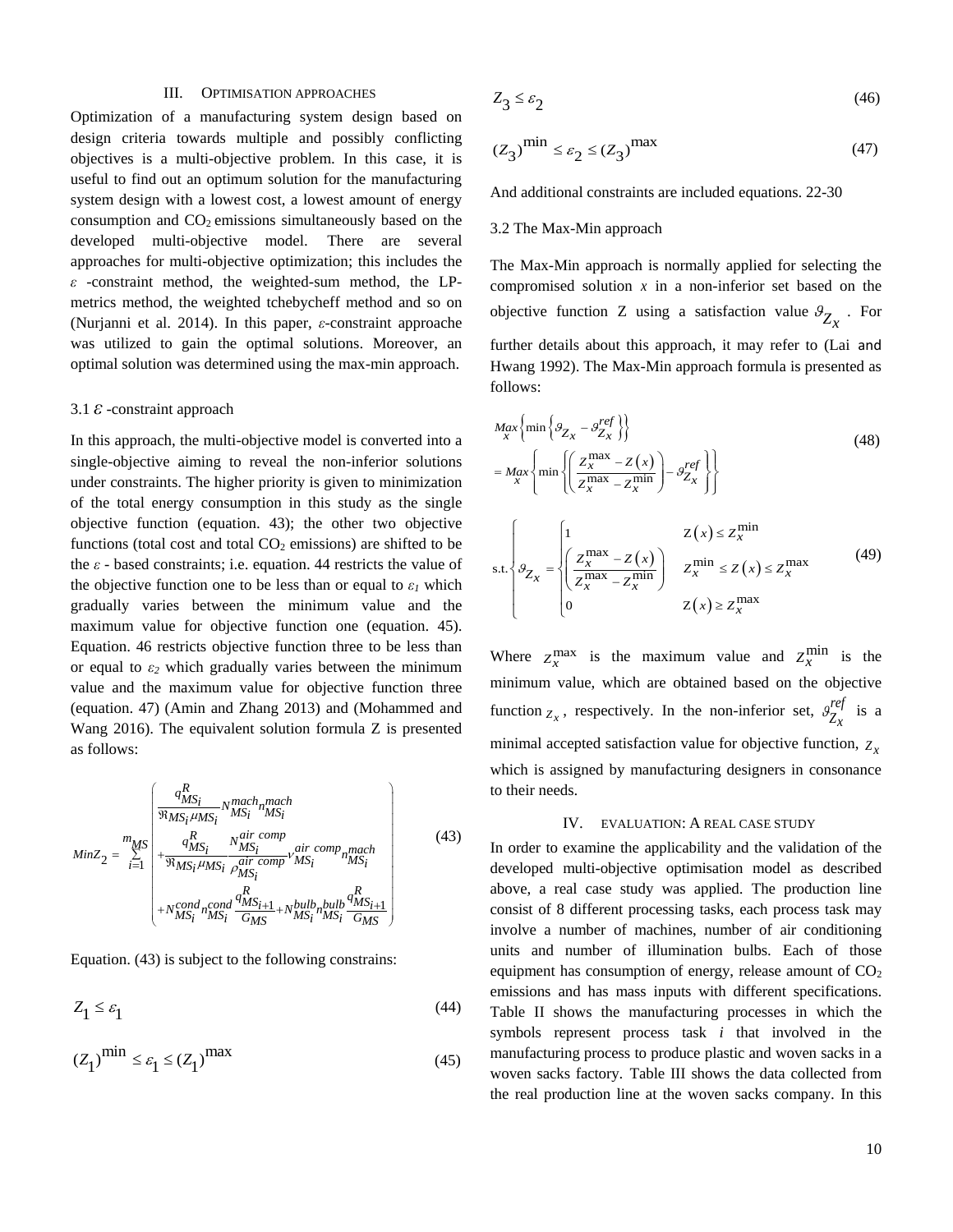## III. OPTIMISATION APPROACHES

Optimization of a manufacturing system design based on design criteria towards multiple and possibly conflicting objectives is a multi-objective problem. In this case, it is useful to find out an optimum solution for the manufacturing system design with a lowest cost, a lowest amount of energy consumption and $CO_2$ emissions simultaneously based on the developed multi-objective model. There are several approaches for multi-objective optimization; this includes the $\varepsilon$ -constraint method, the weighted-sum method, the LP-metrics method, the weighted tchebycheff method and so on (Nurjanni et al. 2014). In this paper, $\varepsilon$-constraint approache was utilized to gain the optimal solutions. Moreover, an optimal solution was determined using the max-min approach.

### 3.1 $\varepsilon$ -constraint approach

In this approach, the multi-objective model is converted into a single-objective aiming to reveal the non-inferior solutions under constraints. The higher priority is given to minimization of the total energy consumption in this study as the single objective function (equation. 43); the other two objective functions (total cost and total $CO_2$ emissions) are shifted to be the $\varepsilon$ - based constraints; i.e. equation. 44 restricts the value of the objective function one to be less than or equal to $\varepsilon_1$ which gradually varies between the minimum value and the maximum value for objective function one (equation. 45). Equation. 46 restricts objective function three to be less than or equal to $\varepsilon_2$ which gradually varies between the minimum value and the maximum value for objective function three (equation. 47) (Amin and Zhang 2013) and (Mohammed and Wang 2016). The equivalent solution formula Z is presented as follows:

$$
Min Z_2 = \sum_{i=1}^{m_{MS}} \left( \begin{array}{l} \frac{q_{MS_i}^{R}}{\Re_{MS_i} \mu_{MS_i}} N_{MS_i}^{mach} n_{MS_i}^{mach} \\ + \frac{q_{MS_i}^{R}}{\Re_{MS_i} \mu_{MS_i}} \frac{N_{MS_i}^{air\ comp}}{\rho_{MS_i}^{air\ comp}} v_{MS_i}^{air\ comp} n_{MS_i}^{mach} \\ + N_{MS_i}^{cond} n_{MS_i}^{cond} \frac{q_{MS_{i+1}}^{R}}{G_{MS}} + N_{MS_i}^{bulb} n_{MS_i}^{bulb} \frac{q_{MS_{i+1}}^{R}}{G_{MS}} \end{array} \right) \tag{43}
$$

Equation. (43) is subject to the following constrains:

$$
Z_1 \le \varepsilon_1 \tag{44}
$$

$$
(Z_1)^{\min} \le \varepsilon_1 \le (Z_1)^{\max} \tag{45}
$$

$$
Z_3 \le \varepsilon_2 \tag{46}
$$

$$
(Z_3)^{\min} \le \varepsilon_2 \le (Z_3)^{\max} \tag{47}
$$

And additional constraints are included equations. 22-30

### 3.2 The Max-Min approach

The Max-Min approach is normally applied for selecting the compromised solution $x$ in a non-inferior set based on the objective function Z using a satisfaction value $\vartheta_{Z_X}$ . For further details about this approach, it may refer to (Lai and Hwang 1992). The Max-Min approach formula is presented as follows:

$$
\begin{aligned}
& \underset{x}{Max} \left\{ \min \left\{ \vartheta_{Z_X} - \vartheta_{Z_X}^{ref} \right\} \right\} \\
&= \underset{x}{Max} \left\{ \min \left\{ \left( \frac{Z_x^{\max} - Z(x)}{Z_x^{\max} - Z_x^{\min}} \right) - \vartheta_{Z_X}^{ref} \right\} \right\}
\end{aligned} \tag{48}
$$

$$
\text{s.t.} \left\{ \vartheta_{Z_X} = \begin{cases} 1 & Z(x) \le Z_x^{\min} \\ \left( \frac{Z_x^{\max} - Z(x)}{Z_x^{\max} - Z_x^{\min}} \right) & Z_x^{\min} \le Z(x) \le Z_x^{\max} \\ 0 & Z(x) \ge Z_x^{\max} \end{cases} \right. \tag{49}
$$

Where $Z_x^{\max}$ is the maximum value and $Z_x^{\min}$ is the minimum value, which are obtained based on the objective function $Z_x$, respectively. In the non-inferior set, $\vartheta_{Z_X}^{ref}$ is a minimal accepted satisfaction value for objective function, $Z_X$ which is assigned by manufacturing designers in consonance to their needs.

## IV. EVALUATION: A REAL CASE STUDY

In order to examine the applicability and the validation of the developed multi-objective optimisation model as described above, a real case study was applied. The production line consist of 8 different processing tasks, each process task may involve a number of machines, number of air conditioning units and number of illumination bulbs. Each of those equipment has consumption of energy, release amount of $CO_2$ emissions and has mass inputs with different specifications. Table II shows the manufacturing processes in which the symbols represent process task $i$ that involved in the manufacturing process to produce plastic and woven sacks in a woven sacks factory. Table III shows the data collected from the real production line at the woven sacks company. In this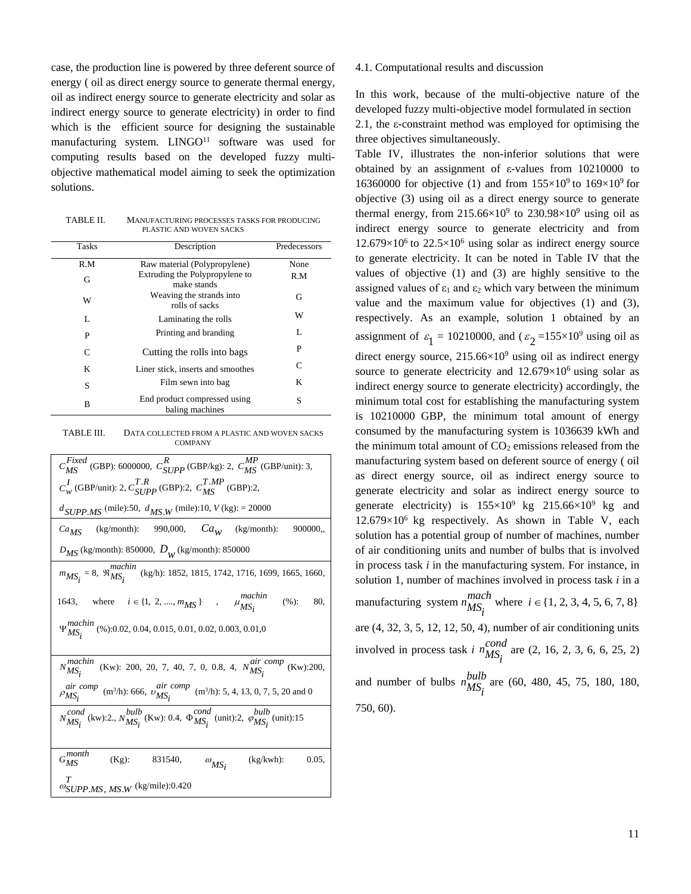case, the production line is powered by three deferent source of energy ( oil as direct energy source to generate thermal energy, oil as indirect energy source to generate electricity and solar as indirect energy source to generate electricity) in order to find which is the efficient source for designing the sustainable manufacturing system. LINGO[11] software was used for computing results based on the developed fuzzy multi-objective mathematical model aiming to seek the optimization solutions.

TABLE II. MANUFACTURING PROCESSES TASKS FOR PRODUCING PLASTIC AND WOVEN SACKS

| Tasks | Description | Predecessors |
|---|---|---|
| R.M | Raw material (Polypropylene) | None |
| G | Extruding the Polypropylene to make stands | R.M |
| W | Weaving the strands into rolls of sacks | G |
| L | Laminating the rolls | W |
| P | Printing and branding | L |
| C | Cutting the rolls into bags | P |
| K | Liner stick, inserts and smoothes | C |
| S | Film sewn into bag | K |
| B | End product compressed using baling machines | S |

TABLE III. DATA COLLECTED FROM A PLASTIC AND WOVEN SACKS COMPANY

| |
|---|
| $C_{MS}^{Fixed}$ (GBP): 6000000, $C_{SUPP}^{R}$ (GBP/kg): 2, $C_{MS}^{MP}$ (GBP/unit): 3, $C_{w}^{I}$ (GBP/unit): 2, $C_{SUPP}^{T.R}$ (GBP):2, $C_{MS}^{T.MP}$ (GBP):2, $d_{SUPP.MS}$ (mile):50, $d_{MS.W}$ (mile):10, $V$ (kg): = 20000 |
| $Ca_{MS}$ (kg/month): 990,000, $Ca_{W}$ (kg/month): 900000,, $D_{MS}$ (kg/month): 850000, $D_{W}$ (kg/month): 850000 |
| $m_{MS_i}$ = 8, $\Re_{MS_i}^{machin}$ (kg/h): 1852, 1815, 1742, 1716, 1699, 1665, 1660, 1643, where $i \in \{1, 2, ...., m_{MS}\}$ , $\mu_{MS_i}^{machin}$ (%): 80, $\Psi_{MS_i}^{machin}$ (%):0.02, 0.04, 0.015, 0.01, 0.02, 0.003, 0.01,0 |
| $N_{MS_i}^{machin}$ (Kw): 200, 20, 7, 40, 7, 0, 0.8, 4, $N_{MS_i}^{air\ comp}$ (Kw):200, $\rho_{MS_i}^{air\ comp}$ (m³/h): 666, $\upsilon_{MS_i}^{air\ comp}$ (m³/h): 5, 4, 13, 0, 7, 5, 20 and 0 |
| $N_{MS_i}^{cond}$ (kw):2., $N_{MS_i}^{bulb}$ (Kw): 0.4, $\Phi_{MS_i}^{cond}$ (unit):2, $\varphi_{MS_i}^{bulb}$ (unit):15 |
| $G_{MS}^{month}$ (Kg): 831540, $\omega_{MS_i}$ (kg/kwh): 0.05, $\omega_{SUPP.MS,\ MS.W}^{T}$ (kg/mile):0.420 |

4.1. Computational results and discussion

In this work, because of the multi-objective nature of the developed fuzzy multi-objective model formulated in section 2.1, the ε-constraint method was employed for optimising the three objectives simultaneously.

Table IV, illustrates the non-inferior solutions that were obtained by an assignment of ε-values from 10210000 to 16360000 for objective (1) and from $155\times10^9$ to $169\times10^9$ for objective (3) using oil as a direct energy source to generate thermal energy, from $215.66\times10^9$ to $230.98\times10^9$ using oil as indirect energy source to generate electricity and from $12.679\times10^6$ to $22.5\times10^6$ using solar as indirect energy source to generate electricity. It can be noted in Table IV that the values of objective (1) and (3) are highly sensitive to the assigned values of $\varepsilon_1$ and $\varepsilon_2$ which vary between the minimum value and the maximum value for objectives (1) and (3), respectively. As an example, solution 1 obtained by an assignment of $\varepsilon_1$ = 10210000, and ( $\varepsilon_2$ =$155\times10^9$ using oil as direct energy source, $215.66\times10^9$ using oil as indirect energy source to generate electricity and $12.679\times10^6$ using solar as indirect energy source to generate electricity) accordingly, the minimum total cost for establishing the manufacturing system is 10210000 GBP, the minimum total amount of energy consumed by the manufacturing system is 1036639 kWh and the minimum total amount of $CO_2$ emissions released from the manufacturing system based on deferent source of energy ( oil as direct energy source, oil as indirect energy source to generate electricity and solar as indirect energy source to generate electricity) is $155\times10^9$ kg $215.66\times10^9$ kg and $12.679\times10^6$ kg respectively. As shown in Table V, each solution has a potential group of number of machines, number of air conditioning units and number of bulbs that is involved in process task *i* in the manufacturing system. For instance, in solution 1, number of machines involved in process task *i* in a manufacturing system $n_{MS_i}^{mach}$ where $i \in \{1, 2, 3, 4, 5, 6, 7, 8\}$ are (4, 32, 3, 5, 12, 12, 50, 4), number of air conditioning units involved in process task *i* $n_{MS_i}^{cond}$ are (2, 16, 2, 3, 6, 6, 25, 2) and number of bulbs $n_{MS_i}^{bulb}$ are (60, 480, 45, 75, 180, 180, 750, 60).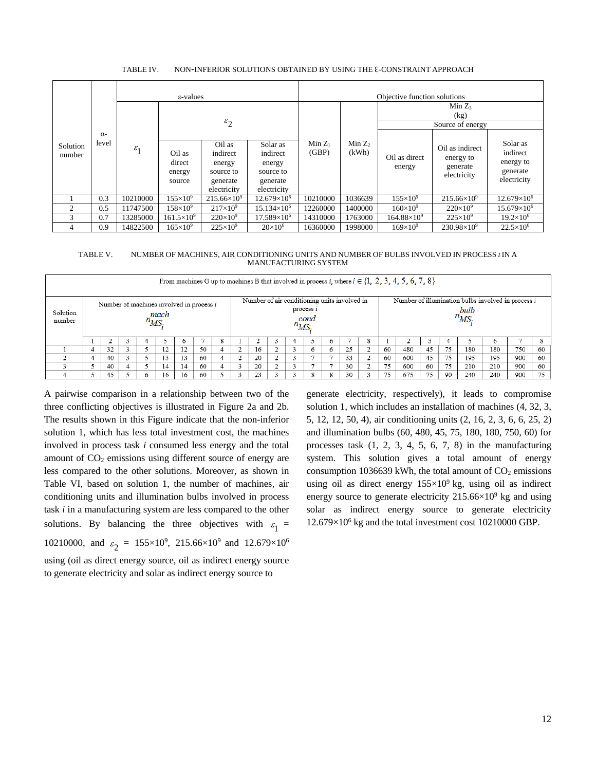TABLE IV. NON-INFERIOR SOLUTIONS OBTAINED BY USING THE Ɛ-CONSTRAINT APPROACH

| Solution number | α-level | ε-values | | | | Objective function solutions | | | | |
|---|---|---|---|---|---|---|---|---|---|---|
| | | $\varepsilon_1$ | $\varepsilon_2$ | | | Min $Z_1$ (GBP) | Min $Z_2$ (kWh) | Min $Z_3$ (kg) | | |
| | | | | | | | | Source of energy | | |
| | | | Oil as direct energy source | Oil as indirect energy source to generate electricity | Solar as indirect energy source to generate electricity | | | Oil as direct energy | Oil as indirect energy to generate electricity | Solar as indirect energy to generate electricity |
| 1 | 0.3 | 10210000 | $155\times10^9$ | $215.66\times10^9$ | $12.679\times10^6$ | 10210000 | 1036639 | $155\times10^9$ | $215.66\times10^9$ | $12.679\times10^6$ |
| 2 | 0.5 | 11747500 | $158\times10^9$ | $217\times10^9$ | $15.134\times10^6$ | 12260000 | 1400000 | $160\times10^9$ | $220\times10^9$ | $15.679\times10^6$ |
| 3 | 0.7 | 13285000 | $161.5\times10^9$ | $220\times10^9$ | $17.589\times10^6$ | 14310000 | 1763000 | $164.88\times10^9$ | $225\times10^9$ | $19.2\times10^6$ |
| 4 | 0.9 | 14822500 | $165\times10^9$ | $225\times10^9$ | $20\times10^6$ | 16360000 | 1998000 | $169\times10^9$ | $230.98\times10^9$ | $22.5\times10^6$ |

TABLE V. NUMBER OF MACHINES, AIR CONDITIONING UNITS AND NUMBER OF BULBS INVOLVED IN PROCESS *I* IN A MANUFACTURING SYSTEM

| From machines G up to machines B that involved in process $i$, where $i \in \{1, 2, 3, 4, 5, 6, 7, 8\}$ | | | | | | | | | | | | | | | | | | | | | | | | |
|---|---|---|---|---|---|---|---|---|---|---|---|---|---|---|---|---|---|---|---|---|---|---|---|---|
| Solution number | Number of machines involved in process $i$ $n_{MS_i}^{mach}$ | | | | | | | | Number of air conditioning units involved in process $i$ $n_{MS_i}^{cond}$ | | | | | | | | Number of illumination bulbs involved in process $i$ $n_{MS_i}^{bulb}$ | | | | | | | |
| | 1 | 2 | 3 | 4 | 5 | 6 | 7 | 8 | 1 | 2 | 3 | 4 | 5 | 6 | 7 | 8 | 1 | 2 | 3 | 4 | 5 | 6 | 7 | 8 |
| 1 | 4 | 32 | 3 | 5 | 12 | 12 | 50 | 4 | 2 | 16 | 2 | 3 | 6 | 6 | 25 | 2 | 60 | 480 | 45 | 75 | 180 | 180 | 750 | 60 |
| 2 | 4 | 40 | 3 | 5 | 13 | 13 | 60 | 4 | 2 | 20 | 2 | 3 | 7 | 7 | 33 | 2 | 60 | 600 | 45 | 75 | 195 | 195 | 900 | 60 |
| 3 | 5 | 40 | 4 | 5 | 14 | 14 | 60 | 4 | 3 | 20 | 2 | 3 | 7 | 7 | 30 | 2 | 75 | 600 | 60 | 75 | 210 | 210 | 900 | 60 |
| 4 | 5 | 45 | 5 | 6 | 16 | 16 | 60 | 5 | 3 | 23 | 3 | 3 | 8 | 8 | 30 | 3 | 75 | 675 | 75 | 90 | 240 | 240 | 900 | 75 |

A pairwise comparison in a relationship between two of the three conflicting objectives is illustrated in Figure 2a and 2b. The results shown in this Figure indicate that the non-inferior solution 1, which has less total investment cost, the machines involved in process task *i* consumed less energy and the total amount of $CO_2$ emissions using different source of energy are less compared to the other solutions. Moreover, as shown in Table VI, based on solution 1, the number of machines, air conditioning units and illumination bulbs involved in process task *i* in a manufacturing system are less compared to the other solutions. By balancing the three objectives with $\varepsilon_1$ = 10210000, and $\varepsilon_2$ = $155\times10^9$, $215.66\times10^9$ and $12.679\times10^6$ using (oil as direct energy source, oil as indirect energy source to generate electricity and solar as indirect energy source to generate electricity, respectively), it leads to compromise solution 1, which includes an installation of machines (4, 32, 3, 5, 12, 12, 50, 4), air conditioning units (2, 16, 2, 3, 6, 6, 25, 2) and illumination bulbs (60, 480, 45, 75, 180, 180, 750, 60) for processes task (1, 2, 3, 4, 5, 6, 7, 8) in the manufacturing system. This solution gives a total amount of energy consumption 1036639 kWh, the total amount of $CO_2$ emissions using oil as direct energy $155\times10^9$ kg, using oil as indirect energy source to generate electricity $215.66\times10^9$ kg and using solar as indirect energy source to generate electricity $12.679\times10^6$ kg and the total investment cost 10210000 GBP.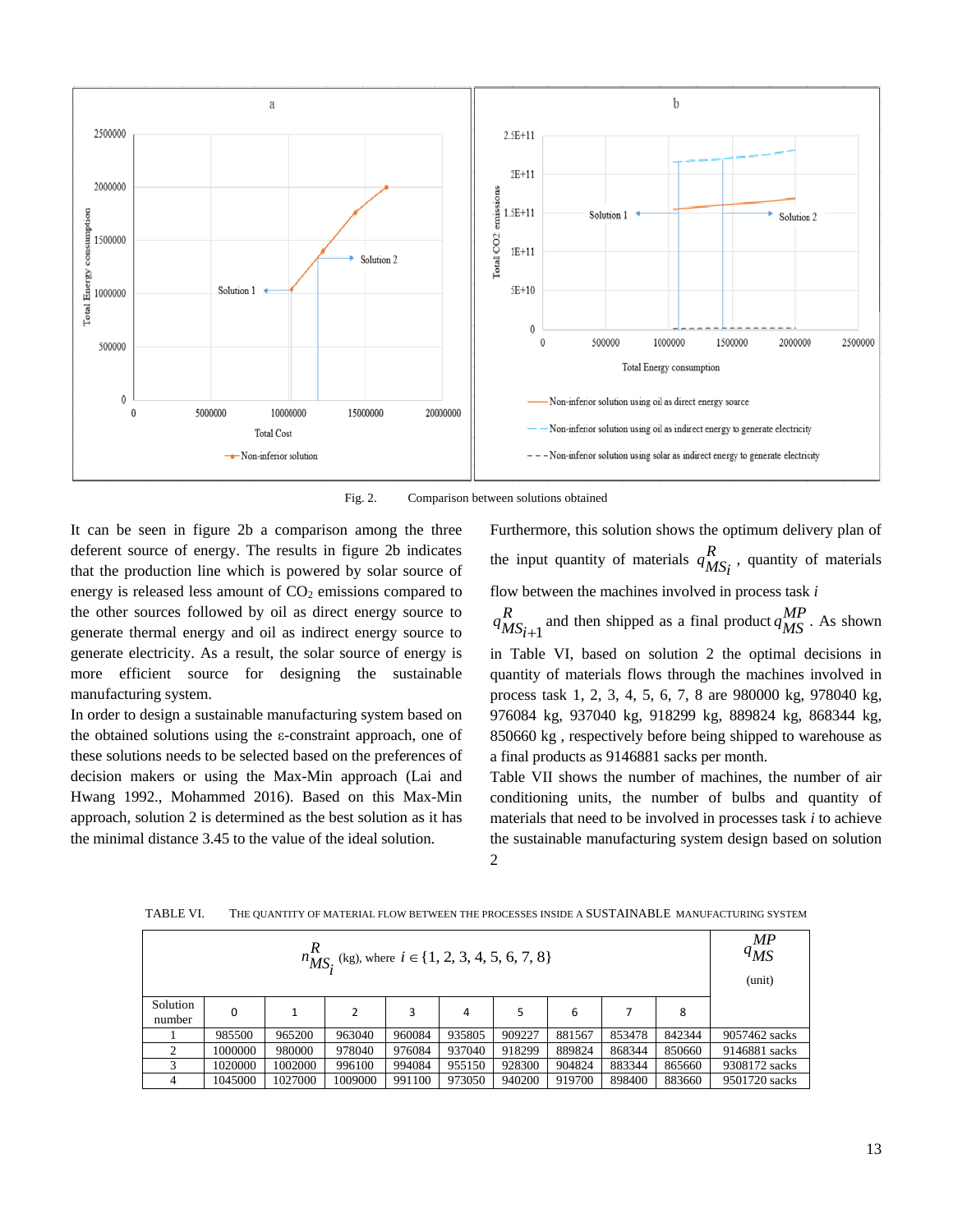Fig. 2. Comparison between solutions obtained

It can be seen in figure 2b a comparison among the three deferent source of energy. The results in figure 2b indicates that the production line which is powered by solar source of energy is released less amount of $CO_2$ emissions compared to the other sources followed by oil as direct energy source to generate thermal energy and oil as indirect energy source to generate electricity. As a result, the solar source of energy is more efficient source for designing the sustainable manufacturing system.

In order to design a sustainable manufacturing system based on the obtained solutions using the ε-constraint approach, one of these solutions needs to be selected based on the preferences of decision makers or using the Max-Min approach (Lai and Hwang 1992., Mohammed 2016). Based on this Max-Min approach, solution 2 is determined as the best solution as it has the minimal distance 3.45 to the value of the ideal solution.

Furthermore, this solution shows the optimum delivery plan of the input quantity of materials $q^{R}_{MS_i}$, quantity of materials flow between the machines involved in process task $i$ $q^{R}_{MS_{i+1}}$ and then shipped as a final product $q^{MP}_{MS}$. As shown in Table VI, based on solution 2 the optimal decisions in quantity of materials flows through the machines involved in process task 1, 2, 3, 4, 5, 6, 7, 8 are 980000 kg, 978040 kg, 976084 kg, 937040 kg, 918299 kg, 889824 kg, 868344 kg, 850660 kg , respectively before being shipped to warehouse as a final products as 9146881 sacks per month.

Table VII shows the number of machines, the number of air conditioning units, the number of bulbs and quantity of materials that need to be involved in processes task $i$ to achieve the sustainable manufacturing system design based on solution 2

TABLE VI. THE QUANTITY OF MATERIAL FLOW BETWEEN THE PROCESSES INSIDE A SUSTAINABLE MANUFACTURING SYSTEM

| $n^{R}_{MS_i}$ (kg), where $i \in \{1, 2, 3, 4, 5, 6, 7, 8\}$ | | | | | | | | | | $q^{MP}_{MS}$ (unit) |
|---|---|---|---|---|---|---|---|---|---|---|
| Solution number | 0 | 1 | 2 | 3 | 4 | 5 | 6 | 7 | 8 | |
| 1 | 985500 | 965200 | 963040 | 960084 | 935805 | 909227 | 881567 | 853478 | 842344 | 9057462 sacks |
| 2 | 1000000 | 980000 | 978040 | 976084 | 937040 | 918299 | 889824 | 868344 | 850660 | 9146881 sacks |
| 3 | 1020000 | 1002000 | 996100 | 994084 | 955150 | 928300 | 904824 | 883344 | 865660 | 9308172 sacks |
| 4 | 1045000 | 1027000 | 1009000 | 991100 | 973050 | 940200 | 919700 | 898400 | 883660 | 9501720 sacks |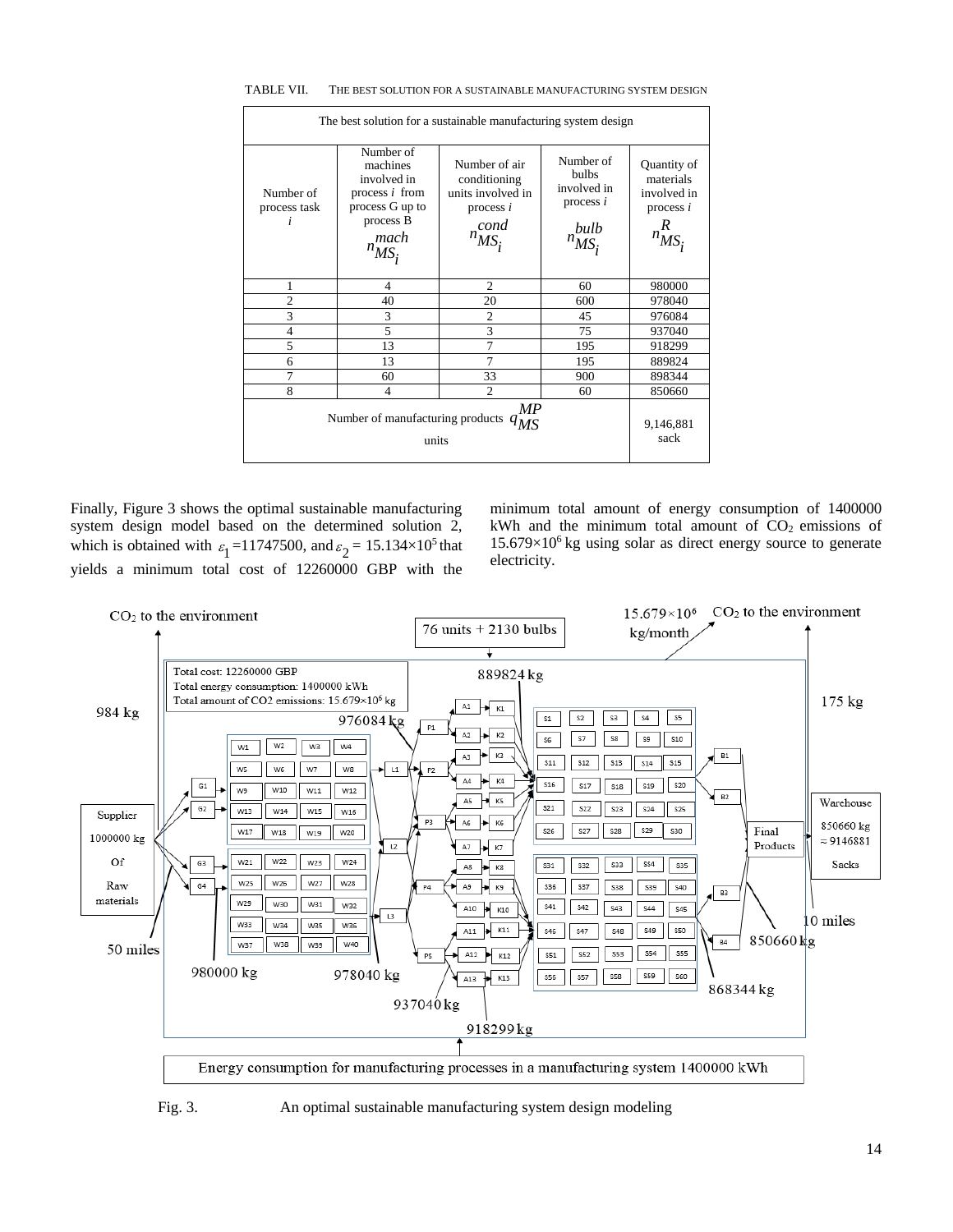TABLE VII. THE BEST SOLUTION FOR A SUSTAINABLE MANUFACTURING SYSTEM DESIGN

| The best solution for a sustainable manufacturing system design | | | | |
|---|---|---|---|---|
| Number of process task $i$ | Number of machines involved in process $i$ from process G up to process B $n_{MS_i}^{mach}$ | Number of air conditioning units involved in process $i$ $n_{MS_i}^{cond}$ | Number of bulbs involved in process $i$ $n_{MS_i}^{bulb}$ | Quantity of materials involved in process $i$ $n_{MS_i}^{R}$ |
| 1 | 4 | 2 | 60 | 980000 |
| 2 | 40 | 20 | 600 | 978040 |
| 3 | 3 | 2 | 45 | 976084 |
| 4 | 5 | 3 | 75 | 937040 |
| 5 | 13 | 7 | 195 | 918299 |
| 6 | 13 | 7 | 195 | 889824 |
| 7 | 60 | 33 | 900 | 898344 |
| 8 | 4 | 2 | 60 | 850660 |
| Number of manufacturing products $q_{MS}^{MP}$ units | | | | 9,146,881 sack |

Finally, Figure 3 shows the optimal sustainable manufacturing system design model based on the determined solution 2, which is obtained with $\varepsilon_1$ =11747500, and $\varepsilon_2$ = 15.134×10$^5$ that yields a minimum total cost of 12260000 GBP with the minimum total amount of energy consumption of 1400000 kWh and the minimum total amount of $CO_2$ emissions of 15.679×10$^6$ kg using solar as direct energy source to generate electricity.

Fig. 3. An optimal sustainable manufacturing system design modeling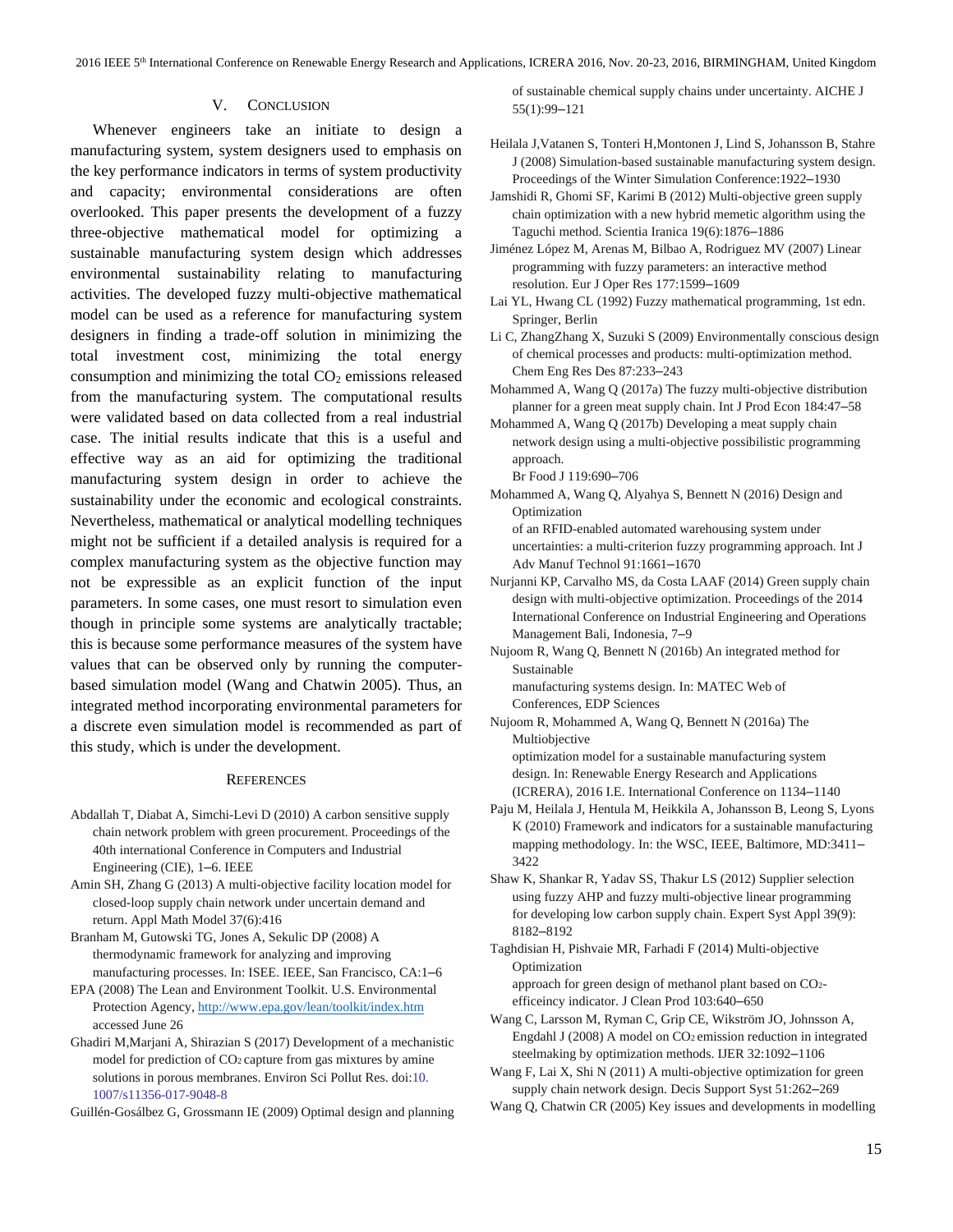## V. Conclusion

Whenever engineers take an initiate to design a manufacturing system, system designers used to emphasis on the key performance indicators in terms of system productivity and capacity; environmental considerations are often overlooked. This paper presents the development of a fuzzy three-objective mathematical model for optimizing a sustainable manufacturing system design which addresses environmental sustainability relating to manufacturing activities. The developed fuzzy multi-objective mathematical model can be used as a reference for manufacturing system designers in finding a trade-off solution in minimizing the total investment cost, minimizing the total energy consumption and minimizing the total $CO_2$ emissions released from the manufacturing system. The computational results were validated based on data collected from a real industrial case. The initial results indicate that this is a useful and effective way as an aid for optimizing the traditional manufacturing system design in order to achieve the sustainability under the economic and ecological constraints. Nevertheless, mathematical or analytical modelling techniques might not be sufficient if a detailed analysis is required for a complex manufacturing system as the objective function may not be expressible as an explicit function of the input parameters. In some cases, one must resort to simulation even though in principle some systems are analytically tractable; this is because some performance measures of the system have values that can be observed only by running the computer-based simulation model (Wang and Chatwin 2005). Thus, an integrated method incorporating environmental parameters for a discrete even simulation model is recommended as part of this study, which is under the development.

## References

Abdallah T, Diabat A, Simchi-Levi D (2010) A carbon sensitive supply chain network problem with green procurement. Proceedings of the 40th international Conference in Computers and Industrial Engineering (CIE), 1–6. IEEE

Amin SH, Zhang G (2013) A multi-objective facility location model for closed-loop supply chain network under uncertain demand and return. Appl Math Model 37(6):416

Branham M, Gutowski TG, Jones A, Sekulic DP (2008) A thermodynamic framework for analyzing and improving manufacturing processes. In: ISEE. IEEE, San Francisco, CA:1–6

EPA (2008) The Lean and Environment Toolkit. U.S. Environmental Protection Agency, http://www.epa.gov/lean/toolkit/index.htm accessed June 26

Ghadiri M,Marjani A, Shirazian S (2017) Development of a mechanistic model for prediction of $CO_2$ capture from gas mixtures by amine solutions in porous membranes. Environ Sci Pollut Res. doi:10. 1007/s11356-017-9048-8

Guillén-Gosálbez G, Grossmann IE (2009) Optimal design and planning of sustainable chemical supply chains under uncertainty. AICHE J 55(1):99–121

Heilala J,Vatanen S, Tonteri H,Montonen J, Lind S, Johansson B, Stahre J (2008) Simulation-based sustainable manufacturing system design. Proceedings of the Winter Simulation Conference:1922–1930

Jamshidi R, Ghomi SF, Karimi B (2012) Multi-objective green supply chain optimization with a new hybrid memetic algorithm using the Taguchi method. Scientia Iranica 19(6):1876–1886

Jiménez López M, Arenas M, Bilbao A, Rodriguez MV (2007) Linear programming with fuzzy parameters: an interactive method resolution. Eur J Oper Res 177:1599–1609

Lai YL, Hwang CL (1992) Fuzzy mathematical programming, 1st edn. Springer, Berlin

Li C, ZhangZhang X, Suzuki S (2009) Environmentally conscious design of chemical processes and products: multi-optimization method. Chem Eng Res Des 87:233–243

Mohammed A, Wang Q (2017a) The fuzzy multi-objective distribution planner for a green meat supply chain. Int J Prod Econ 184:47–58

Mohammed A, Wang Q (2017b) Developing a meat supply chain network design using a multi-objective possibilistic programming approach. Br Food J 119:690–706

Mohammed A, Wang Q, Alyahya S, Bennett N (2016) Design and Optimization of an RFID-enabled automated warehousing system under uncertainties: a multi-criterion fuzzy programming approach. Int J Adv Manuf Technol 91:1661–1670

Nurjanni KP, Carvalho MS, da Costa LAAF (2014) Green supply chain design with multi-objective optimization. Proceedings of the 2014 International Conference on Industrial Engineering and Operations Management Bali, Indonesia, 7–9

Nujoom R, Wang Q, Bennett N (2016b) An integrated method for Sustainable manufacturing systems design. In: MATEC Web of Conferences, EDP Sciences

Nujoom R, Mohammed A, Wang Q, Bennett N (2016a) The Multiobjective optimization model for a sustainable manufacturing system design. In: Renewable Energy Research and Applications (ICRERA), 2016 I.E. International Conference on 1134–1140

Paju M, Heilala J, Hentula M, Heikkila A, Johansson B, Leong S, Lyons K (2010) Framework and indicators for a sustainable manufacturing mapping methodology. In: the WSC, IEEE, Baltimore, MD:3411–3422

Shaw K, Shankar R, Yadav SS, Thakur LS (2012) Supplier selection using fuzzy AHP and fuzzy multi-objective linear programming for developing low carbon supply chain. Expert Syst Appl 39(9): 8182–8192

Taghdisian H, Pishvaie MR, Farhadi F (2014) Multi-objective Optimization approach for green design of methanol plant based on $CO_2$-efficeincy indicator. J Clean Prod 103:640–650

Wang C, Larsson M, Ryman C, Grip CE, Wikström JO, Johnsson A, Engdahl J (2008) A model on $CO_2$ emission reduction in integrated steelmaking by optimization methods. IJER 32:1092–1106

Wang F, Lai X, Shi N (2011) A multi-objective optimization for green supply chain network design. Decis Support Syst 51:262–269

Wang Q, Chatwin CR (2005) Key issues and developments in modelling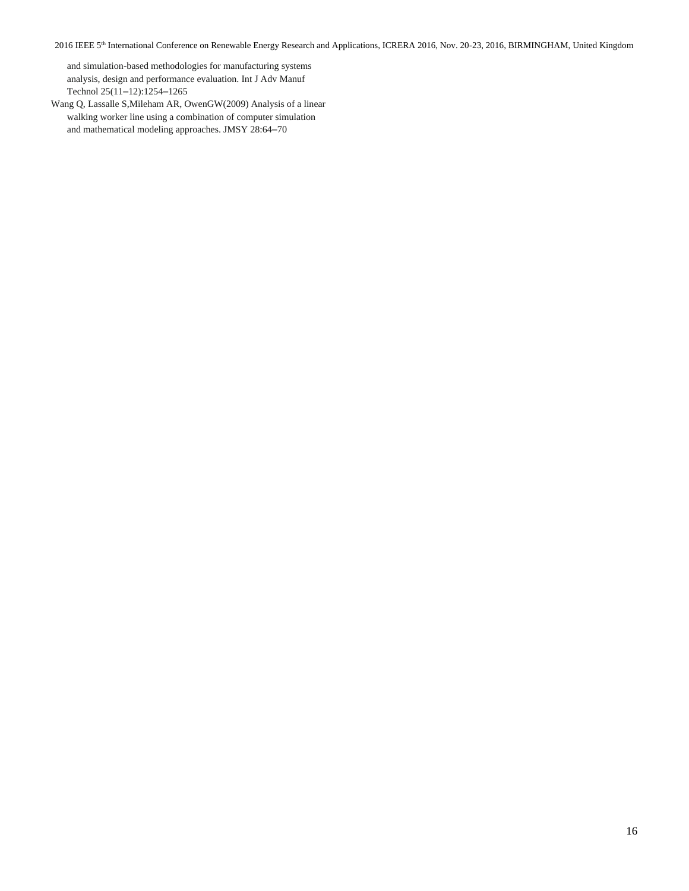and simulation-based methodologies for manufacturing systems analysis, design and performance evaluation. Int J Adv Manuf Technol 25(11–12):1254–1265

Wang Q, Lassalle S,Mileham AR, OwenGW(2009) Analysis of a linear walking worker line using a combination of computer simulation and mathematical modeling approaches. JMSY 28:64–70